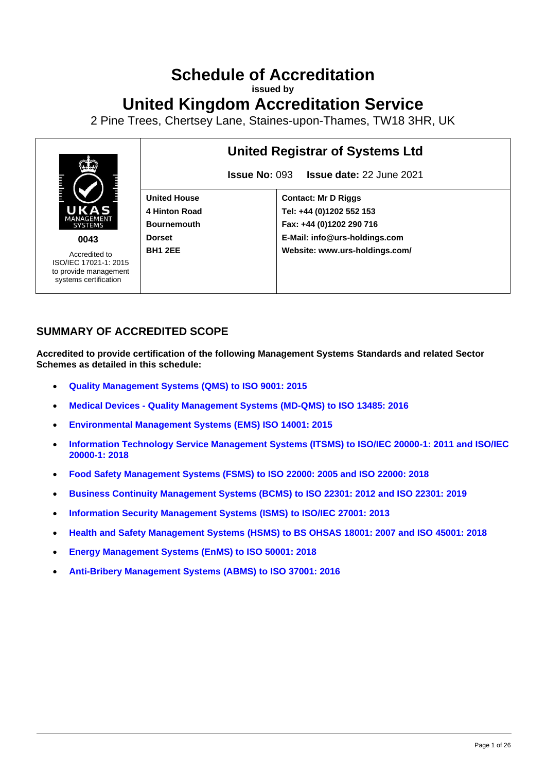# Schedule of Accreditation

**issued by**

# United Kingdom Accreditation Service

2 Pine Trees, Chertsey Lane, Staines-upon-Thames, TW18 3HR, UK

| UKAS MANAGEMENT SYSTEMS 0043 Accredited to ISO/IEC 17021-1: 2015 to provide management systems certification | **United Registrar of Systems Ltd** | |
|---|---|---|
| | **Issue No:** 093 **Issue date:** 22 June 2021 | |
| | **United House**<br>**4 Hinton Road**<br>**Bournemouth**<br>**Dorset**<br>**BH1 2EE** | **Contact: Mr D Riggs**<br>**Tel: +44 (0)1202 552 153**<br>**Fax: +44 (0)1202 290 716**<br>**E-Mail: info@urs-holdings.com**<br>**Website: www.urs-holdings.com/** |

## SUMMARY OF ACCREDITED SCOPE

**Accredited to provide certification of the following Management Systems Standards and related Sector Schemes as detailed in this schedule:**

- **Quality Management Systems (QMS) to ISO 9001: 2015**
- **Medical Devices - Quality Management Systems (MD-QMS) to ISO 13485: 2016**
- **Environmental Management Systems (EMS) ISO 14001: 2015**
- **Information Technology Service Management Systems (ITSMS) to ISO/IEC 20000-1: 2011 and ISO/IEC 20000-1: 2018**
- **Food Safety Management Systems (FSMS) to ISO 22000: 2005 and ISO 22000: 2018**
- **Business Continuity Management Systems (BCMS) to ISO 22301: 2012 and ISO 22301: 2019**
- **Information Security Management Systems (ISMS) to ISO/IEC 27001: 2013**
- **Health and Safety Management Systems (HSMS) to BS OHSAS 18001: 2007 and ISO 45001: 2018**
- **Energy Management Systems (EnMS) to ISO 50001: 2018**
- **Anti-Bribery Management Systems (ABMS) to ISO 37001: 2016**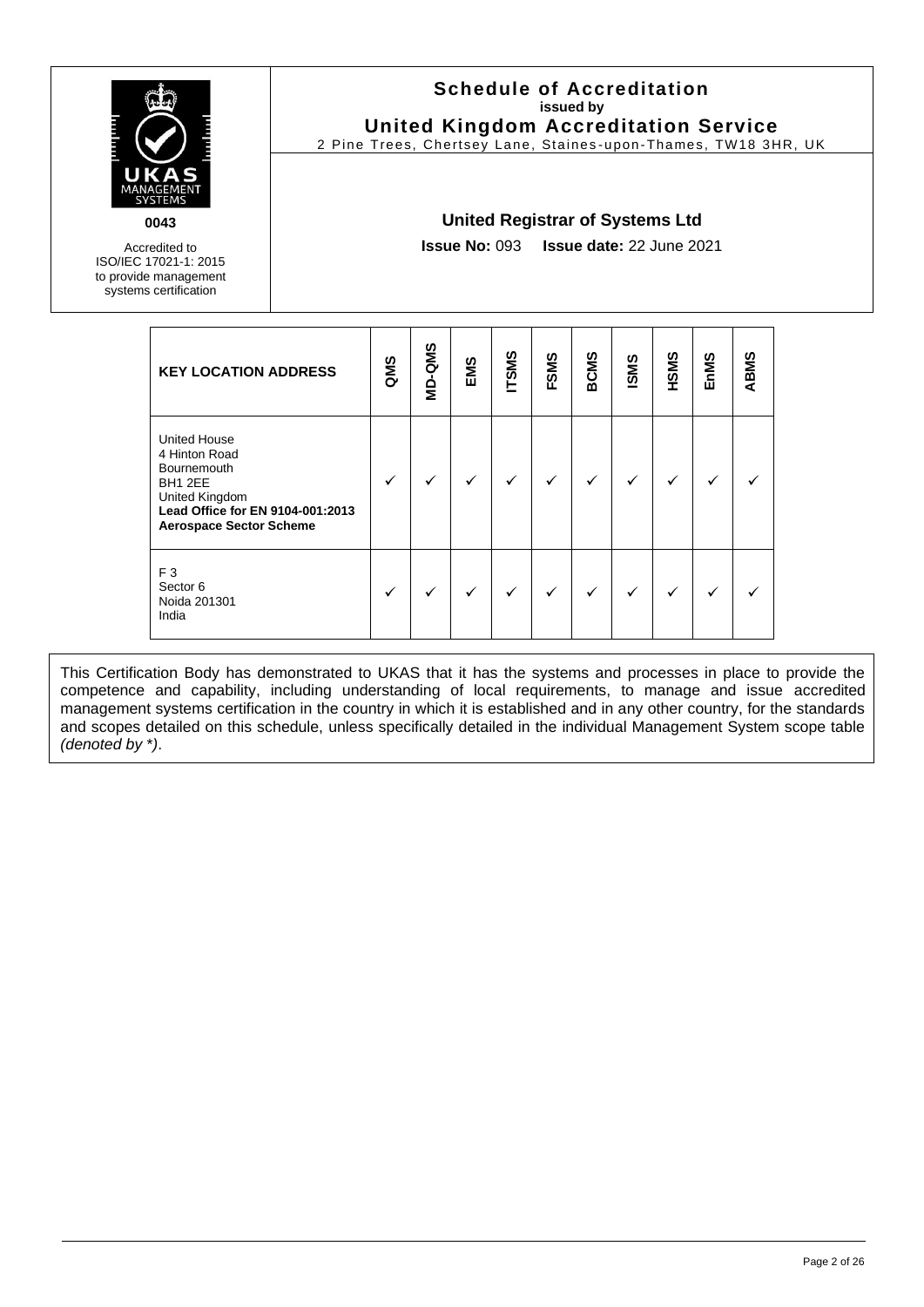**UKAS MANAGEMENT SYSTEMS**

**0043**

Accredited to ISO/IEC 17021-1: 2015 to provide management systems certification

# Schedule of Accreditation
**issued by**
## United Kingdom Accreditation Service
2 Pine Trees, Chertsey Lane, Staines-upon-Thames, TW18 3HR, UK

### United Registrar of Systems Ltd

**Issue No:** 093 **Issue date:** 22 June 2021

| KEY LOCATION ADDRESS | QMS | MD-QMS | EMS | ITSMS | FSMS | BCMS | ISMS | HSMS | EnMS | ABMS |
|---|---|---|---|---|---|---|---|---|---|---|
| United House<br>4 Hinton Road<br>Bournemouth<br>BH1 2EE<br>United Kingdom<br>**Lead Office for EN 9104-001:2013 Aerospace Sector Scheme** | ✓ | ✓ | ✓ | ✓ | ✓ | ✓ | ✓ | ✓ | ✓ | ✓ |
| F 3<br>Sector 6<br>Noida 201301<br>India | ✓ | ✓ | ✓ | ✓ | ✓ | ✓ | ✓ | ✓ | ✓ | ✓ |

This Certification Body has demonstrated to UKAS that it has the systems and processes in place to provide the competence and capability, including understanding of local requirements, to manage and issue accredited management systems certification in the country in which it is established and in any other country, for the standards and scopes detailed on this schedule, unless specifically detailed in the individual Management System scope table *(denoted by \*)*.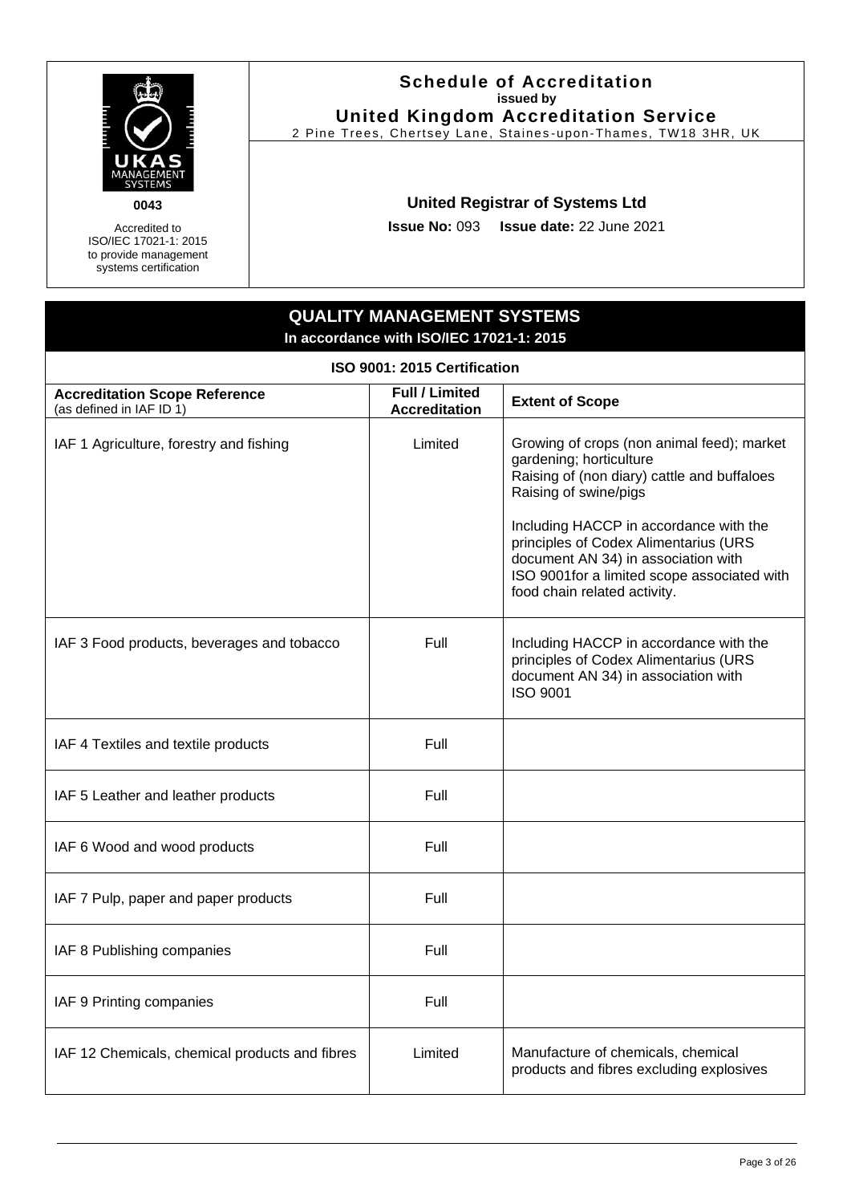**0043**

Accredited to ISO/IEC 17021-1: 2015 to provide management systems certification

# Schedule of Accreditation
**issued by**
## United Kingdom Accreditation Service
2 Pine Trees, Chertsey Lane, Staines-upon-Thames, TW18 3HR, UK

### United Registrar of Systems Ltd

**Issue No:** 093 **Issue date:** 22 June 2021

## QUALITY MANAGEMENT SYSTEMS
**In accordance with ISO/IEC 17021-1: 2015**

### ISO 9001: 2015 Certification

| **Accreditation Scope Reference** (as defined in IAF ID 1) | **Full / Limited Accreditation** | **Extent of Scope** |
|---|---|---|
| IAF 1 Agriculture, forestry and fishing | Limited | Growing of crops (non animal feed); market gardening; horticulture<br>Raising of (non diary) cattle and buffaloes<br>Raising of swine/pigs<br><br>Including HACCP in accordance with the principles of Codex Alimentarius (URS document AN 34) in association with ISO 9001for a limited scope associated with food chain related activity. |
| IAF 3 Food products, beverages and tobacco | Full | Including HACCP in accordance with the principles of Codex Alimentarius (URS document AN 34) in association with ISO 9001 |
| IAF 4 Textiles and textile products | Full | |
| IAF 5 Leather and leather products | Full | |
| IAF 6 Wood and wood products | Full | |
| IAF 7 Pulp, paper and paper products | Full | |
| IAF 8 Publishing companies | Full | |
| IAF 9 Printing companies | Full | |
| IAF 12 Chemicals, chemical products and fibres | Limited | Manufacture of chemicals, chemical products and fibres excluding explosives |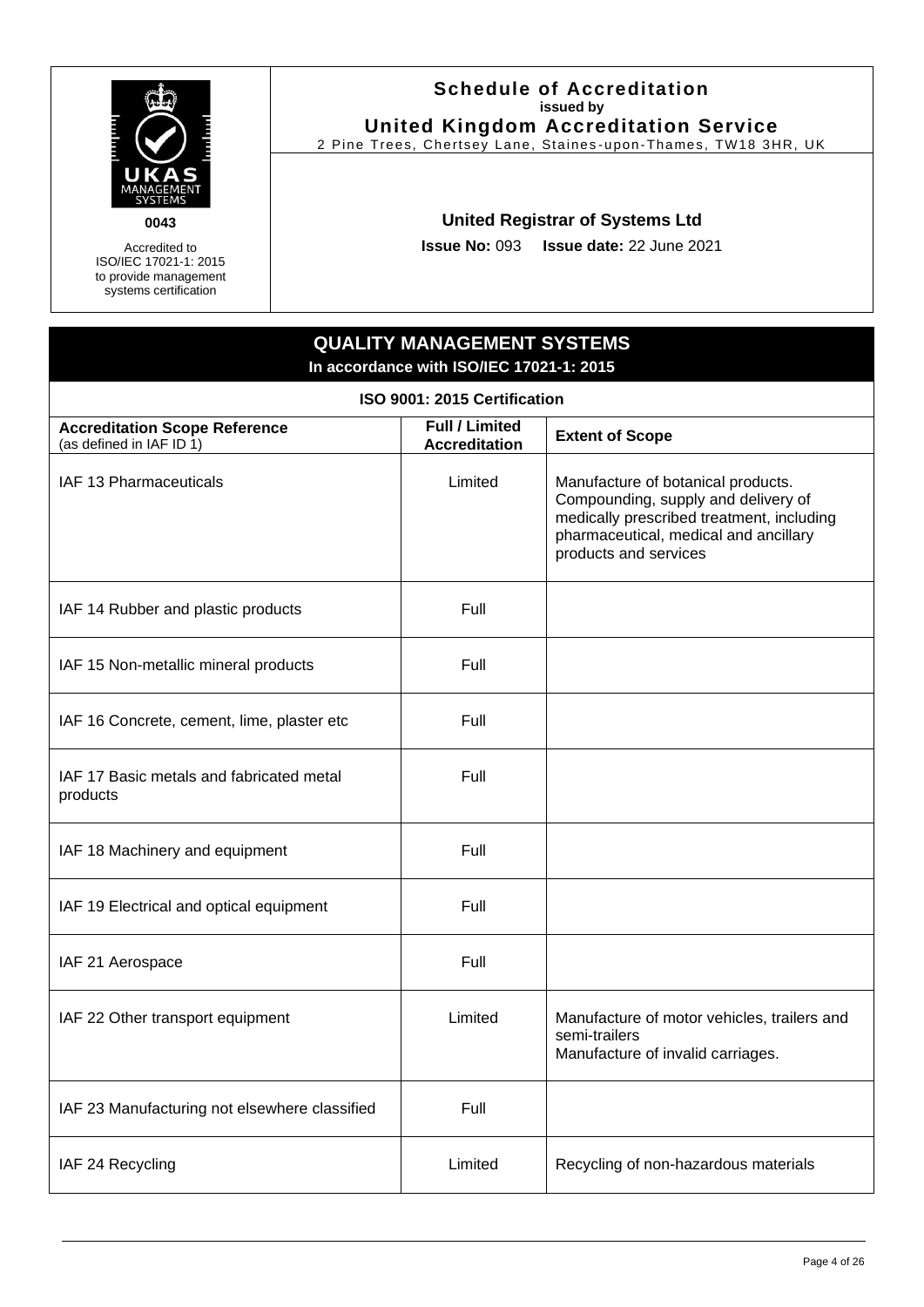**Schedule of Accreditation**
**issued by**
**United Kingdom Accreditation Service**
2 Pine Trees, Chertsey Lane, Staines-upon-Thames, TW18 3HR, UK

UKAS MANAGEMENT SYSTEMS

**0043**

Accredited to ISO/IEC 17021-1: 2015 to provide management systems certification

**United Registrar of Systems Ltd**

**Issue No:** 093 **Issue date:** 22 June 2021

## QUALITY MANAGEMENT SYSTEMS
**In accordance with ISO/IEC 17021-1: 2015**

### ISO 9001: 2015 Certification

| Accreditation Scope Reference (as defined in IAF ID 1) | Full / Limited Accreditation | Extent of Scope |
|---|---|---|
| IAF 13 Pharmaceuticals | Limited | Manufacture of botanical products. Compounding, supply and delivery of medically prescribed treatment, including pharmaceutical, medical and ancillary products and services |
| IAF 14 Rubber and plastic products | Full | |
| IAF 15 Non-metallic mineral products | Full | |
| IAF 16 Concrete, cement, lime, plaster etc | Full | |
| IAF 17 Basic metals and fabricated metal products | Full | |
| IAF 18 Machinery and equipment | Full | |
| IAF 19 Electrical and optical equipment | Full | |
| IAF 21 Aerospace | Full | |
| IAF 22 Other transport equipment | Limited | Manufacture of motor vehicles, trailers and semi-trailers<br>Manufacture of invalid carriages. |
| IAF 23 Manufacturing not elsewhere classified | Full | |
| IAF 24 Recycling | Limited | Recycling of non-hazardous materials |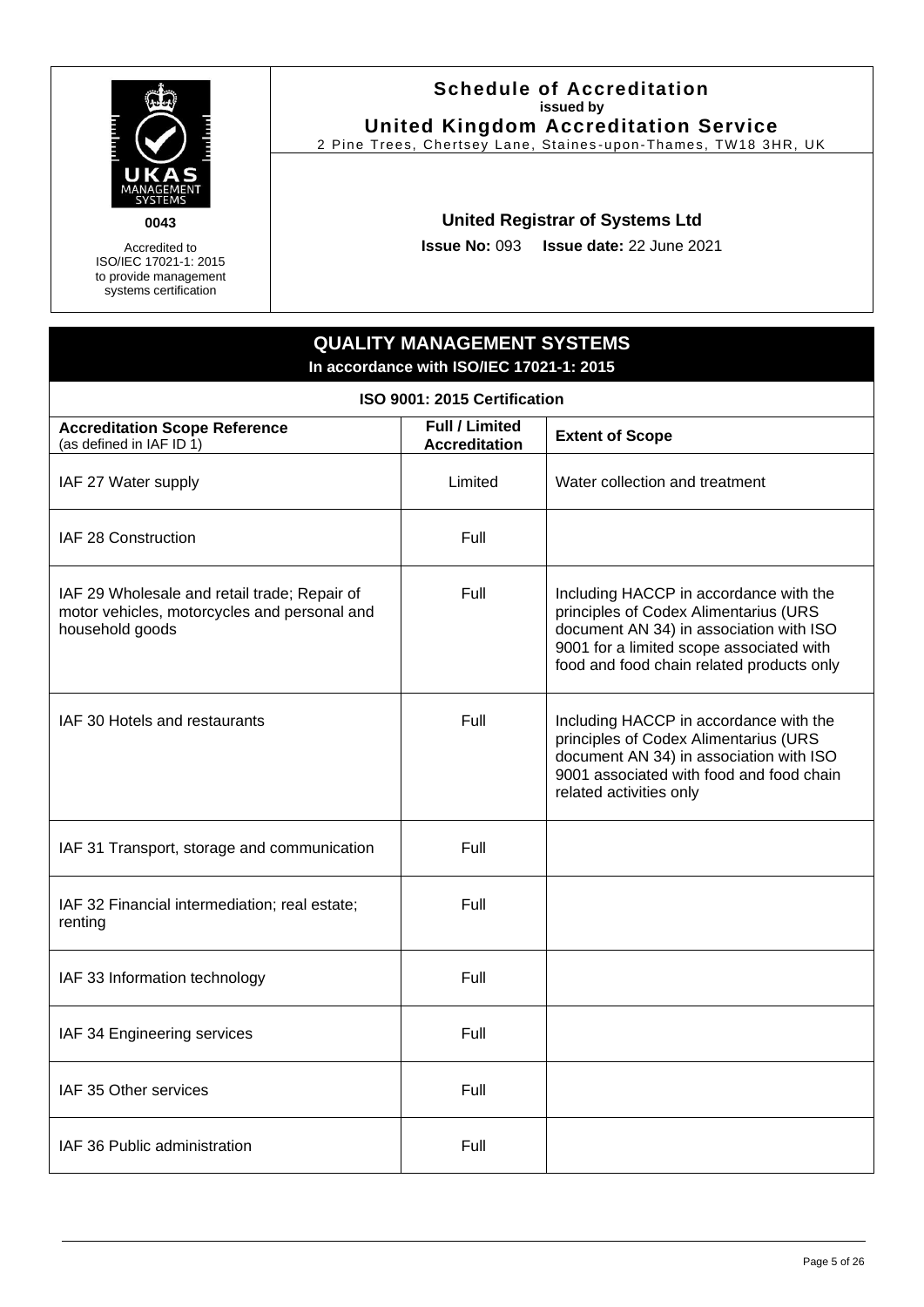**0043**

Accredited to ISO/IEC 17021-1: 2015 to provide management systems certification

## Schedule of Accreditation
**issued by**
**United Kingdom Accreditation Service**
2 Pine Trees, Chertsey Lane, Staines-upon-Thames, TW18 3HR, UK

**United Registrar of Systems Ltd**

**Issue No:** 093 **Issue date:** 22 June 2021

## QUALITY MANAGEMENT SYSTEMS
**In accordance with ISO/IEC 17021-1: 2015**

### ISO 9001: 2015 Certification

| Accreditation Scope Reference (as defined in IAF ID 1) | Full / Limited Accreditation | Extent of Scope |
|---|---|---|
| IAF 27 Water supply | Limited | Water collection and treatment |
| IAF 28 Construction | Full | |
| IAF 29 Wholesale and retail trade; Repair of motor vehicles, motorcycles and personal and household goods | Full | Including HACCP in accordance with the principles of Codex Alimentarius (URS document AN 34) in association with ISO 9001 for a limited scope associated with food and food chain related products only |
| IAF 30 Hotels and restaurants | Full | Including HACCP in accordance with the principles of Codex Alimentarius (URS document AN 34) in association with ISO 9001 associated with food and food chain related activities only |
| IAF 31 Transport, storage and communication | Full | |
| IAF 32 Financial intermediation; real estate; renting | Full | |
| IAF 33 Information technology | Full | |
| IAF 34 Engineering services | Full | |
| IAF 35 Other services | Full | |
| IAF 36 Public administration | Full | |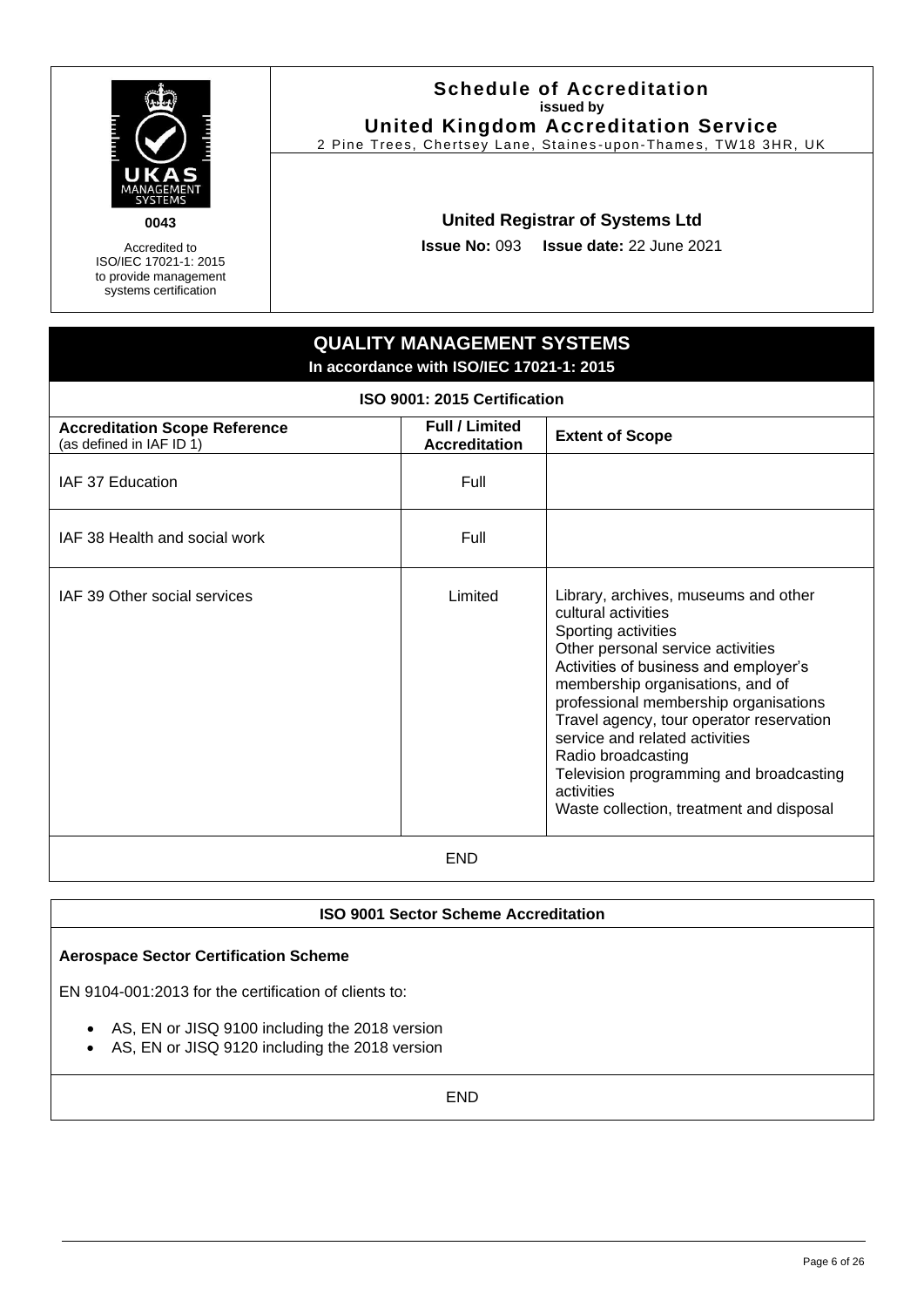**0043**

Accredited to ISO/IEC 17021-1: 2015 to provide management systems certification

# Schedule of Accreditation

**issued by**

**United Kingdom Accreditation Service**

2 Pine Trees, Chertsey Lane, Staines-upon-Thames, TW18 3HR, UK

**United Registrar of Systems Ltd**

**Issue No:** 093 **Issue date:** 22 June 2021

## QUALITY MANAGEMENT SYSTEMS

**In accordance with ISO/IEC 17021-1: 2015**

### ISO 9001: 2015 Certification

| **Accreditation Scope Reference** (as defined in IAF ID 1) | **Full / Limited Accreditation** | **Extent of Scope** |
|---|---|---|
| IAF 37 Education | Full | |
| IAF 38 Health and social work | Full | |
| IAF 39 Other social services | Limited | Library, archives, museums and other cultural activities<br>Sporting activities<br>Other personal service activities<br>Activities of business and employer's membership organisations, and of professional membership organisations<br>Travel agency, tour operator reservation service and related activities<br>Radio broadcasting<br>Television programming and broadcasting activities<br>Waste collection, treatment and disposal |

END

### ISO 9001 Sector Scheme Accreditation

**Aerospace Sector Certification Scheme**

EN 9104-001:2013 for the certification of clients to:

- AS, EN or JISQ 9100 including the 2018 version
- AS, EN or JISQ 9120 including the 2018 version

END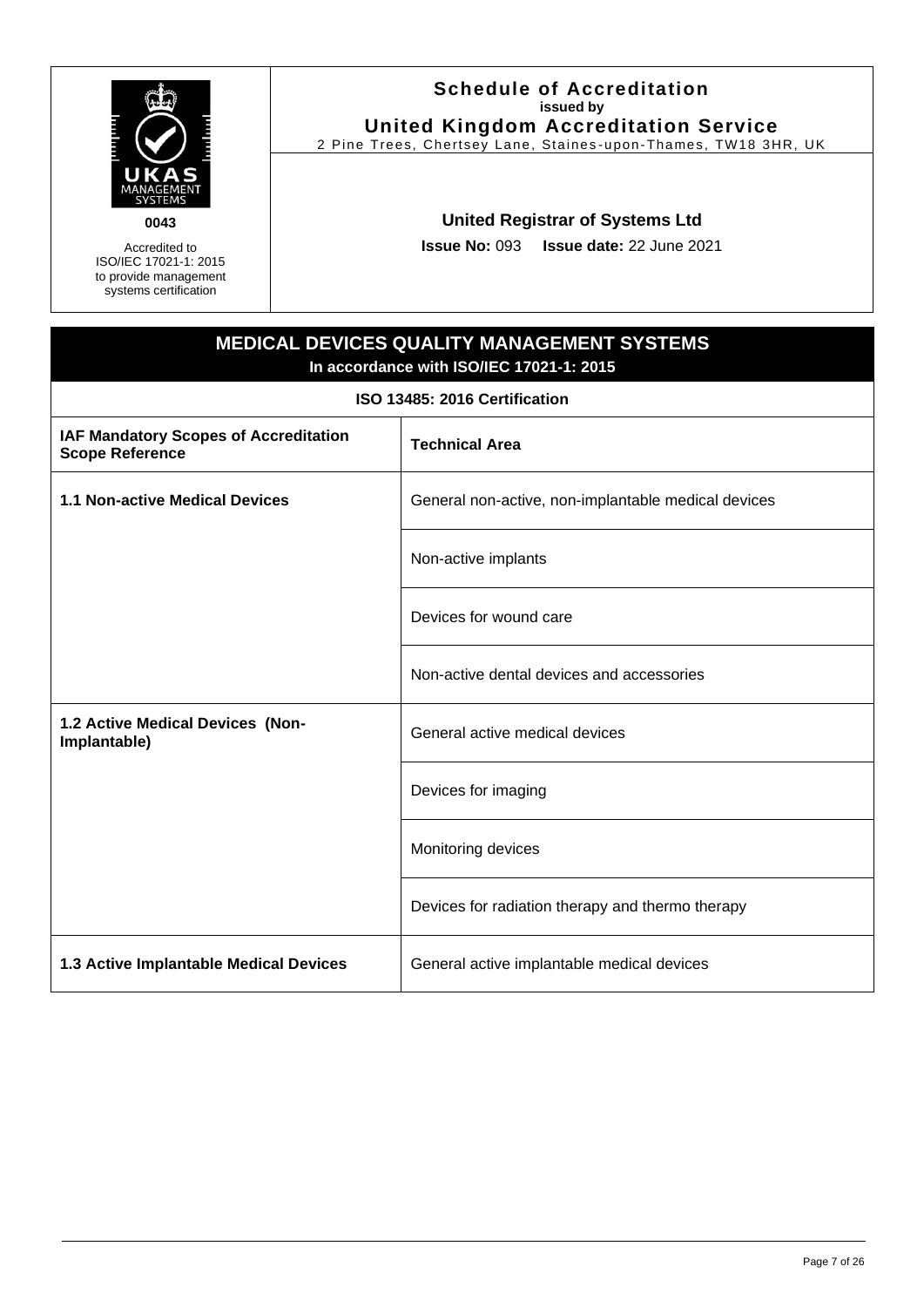**Schedule of Accreditation**
**issued by**
**United Kingdom Accreditation Service**
2 Pine Trees, Chertsey Lane, Staines-upon-Thames, TW18 3HR, UK

**0043**

Accredited to ISO/IEC 17021-1: 2015 to provide management systems certification

**United Registrar of Systems Ltd**

**Issue No:** 093 **Issue date:** 22 June 2021

## MEDICAL DEVICES QUALITY MANAGEMENT SYSTEMS

**In accordance with ISO/IEC 17021-1: 2015**

### ISO 13485: 2016 Certification

| IAF Mandatory Scopes of Accreditation Scope Reference | Technical Area |
|---|---|
| **1.1 Non-active Medical Devices** | General non-active, non-implantable medical devices |
| | Non-active implants |
| | Devices for wound care |
| | Non-active dental devices and accessories |
| **1.2 Active Medical Devices (Non-Implantable)** | General active medical devices |
| | Devices for imaging |
| | Monitoring devices |
| | Devices for radiation therapy and thermo therapy |
| **1.3 Active Implantable Medical Devices** | General active implantable medical devices |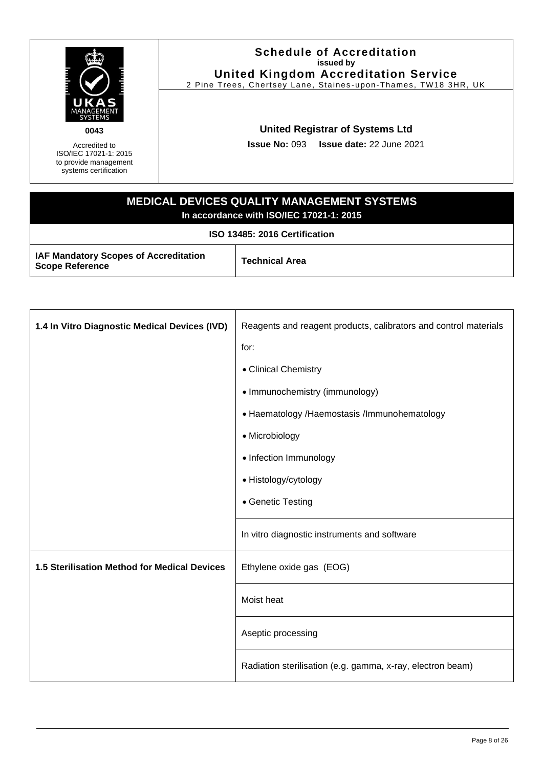**Schedule of Accreditation**
**issued by**
**United Kingdom Accreditation Service**
2 Pine Trees, Chertsey Lane, Staines-upon-Thames, TW18 3HR, UK

**0043**

Accredited to ISO/IEC 17021-1: 2015 to provide management systems certification

**United Registrar of Systems Ltd**

**Issue No:** 093 **Issue date:** 22 June 2021

## MEDICAL DEVICES QUALITY MANAGEMENT SYSTEMS

**In accordance with ISO/IEC 17021-1: 2015**

**ISO 13485: 2016 Certification**

| IAF Mandatory Scopes of Accreditation Scope Reference | Technical Area |
|---|---|
| **1.4 In Vitro Diagnostic Medical Devices (IVD)** | Reagents and reagent products, calibrators and control materials for:<br>• Clinical Chemistry<br>• Immunochemistry (immunology)<br>• Haematology /Haemostasis /Immunohematology<br>• Microbiology<br>• Infection Immunology<br>• Histology/cytology<br>• Genetic Testing |
| | In vitro diagnostic instruments and software |
| **1.5 Sterilisation Method for Medical Devices** | Ethylene oxide gas (EOG) |
| | Moist heat |
| | Aseptic processing |
| | Radiation sterilisation (e.g. gamma, x-ray, electron beam) |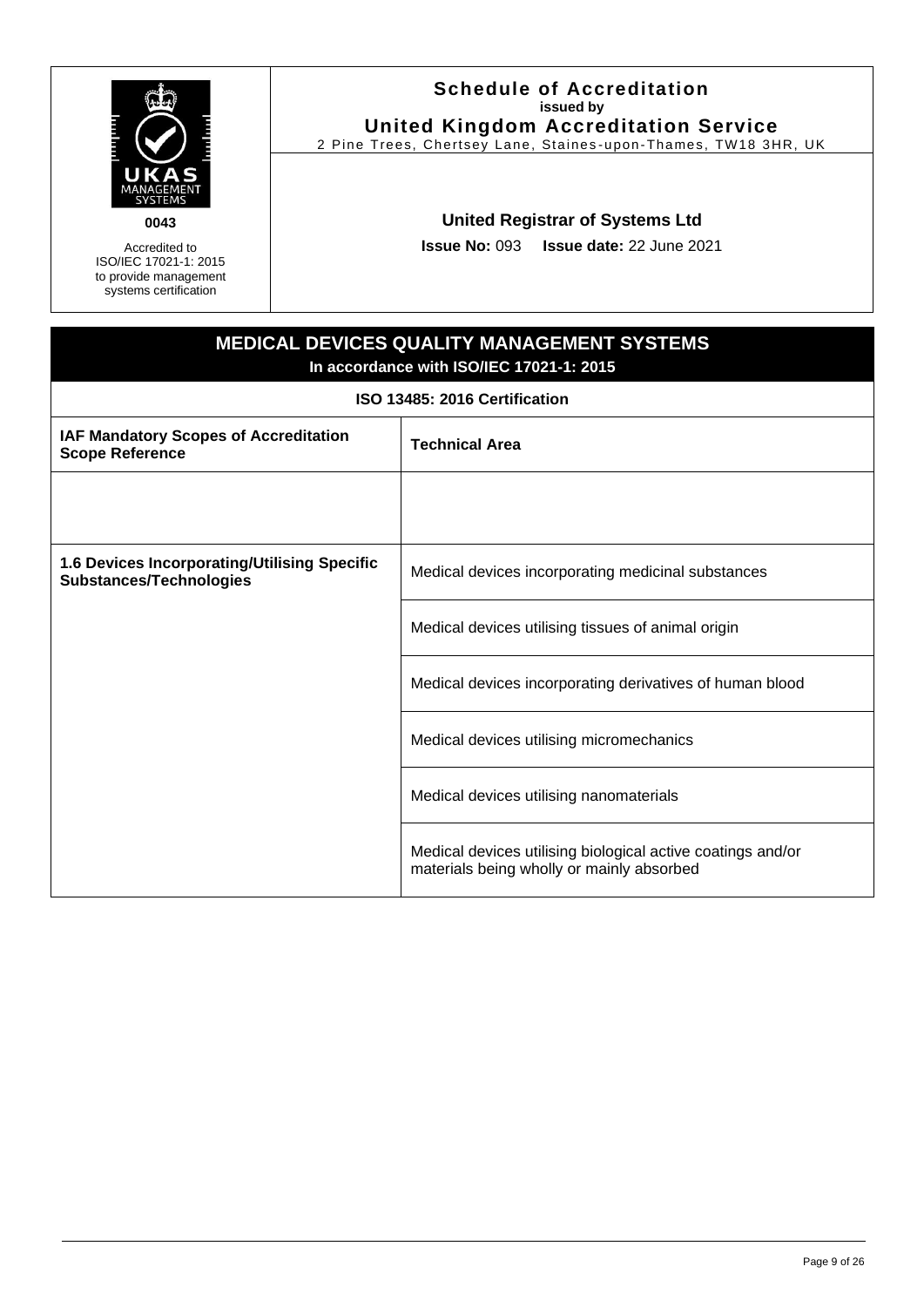**Schedule of Accreditation**
**issued by**
**United Kingdom Accreditation Service**
2 Pine Trees, Chertsey Lane, Staines-upon-Thames, TW18 3HR, UK

**0043**

Accredited to ISO/IEC 17021-1: 2015 to provide management systems certification

**United Registrar of Systems Ltd**

**Issue No:** 093 **Issue date:** 22 June 2021

## MEDICAL DEVICES QUALITY MANAGEMENT SYSTEMS

**In accordance with ISO/IEC 17021-1: 2015**

**ISO 13485: 2016 Certification**

| IAF Mandatory Scopes of Accreditation Scope Reference | Technical Area |
|---|---|
| | |
| **1.6 Devices Incorporating/Utilising Specific Substances/Technologies** | Medical devices incorporating medicinal substances |
| | Medical devices utilising tissues of animal origin |
| | Medical devices incorporating derivatives of human blood |
| | Medical devices utilising micromechanics |
| | Medical devices utilising nanomaterials |
| | Medical devices utilising biological active coatings and/or materials being wholly or mainly absorbed |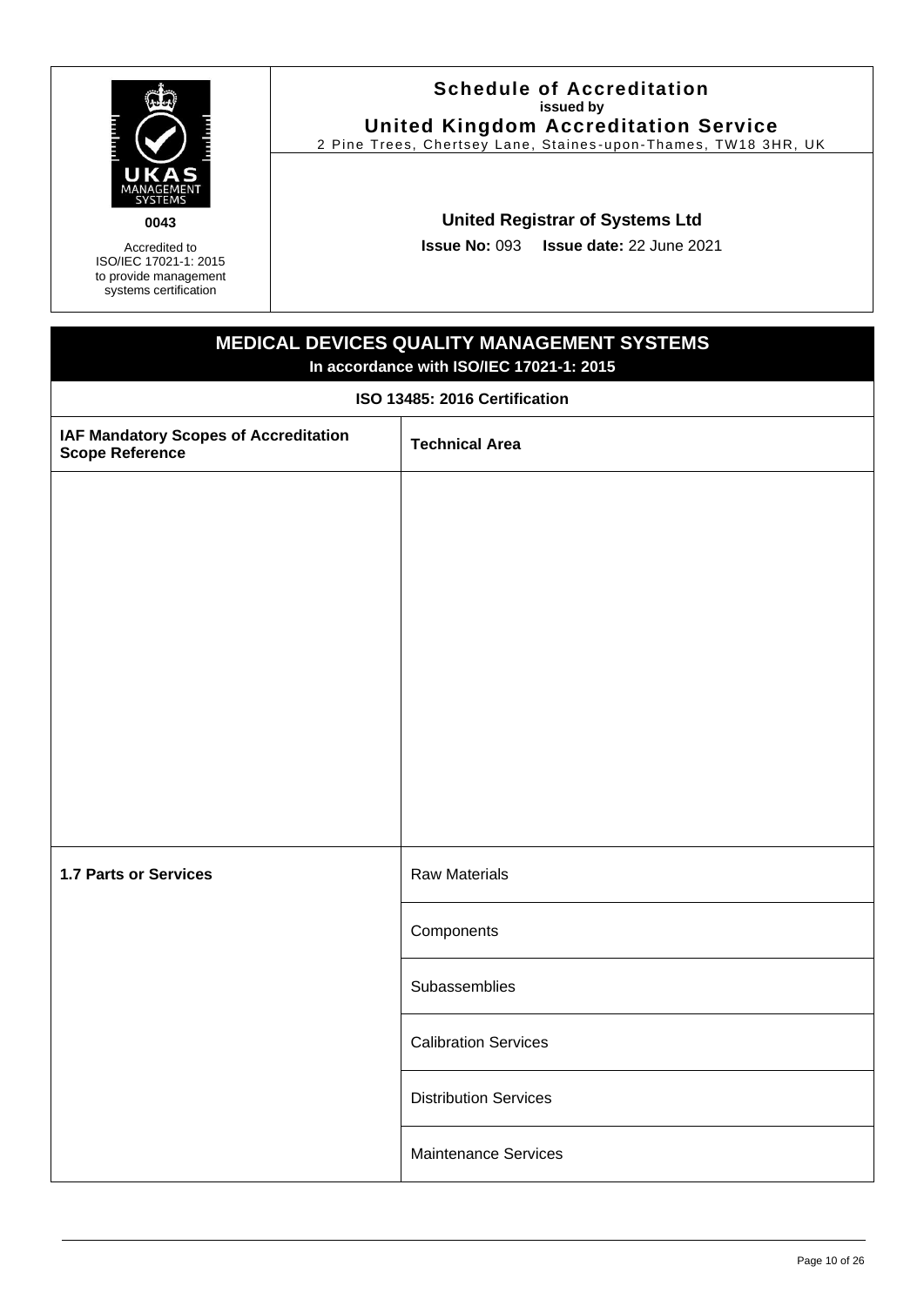**Schedule of Accreditation**
**issued by**
**United Kingdom Accreditation Service**
2 Pine Trees, Chertsey Lane, Staines-upon-Thames, TW18 3HR, UK

**0043**

Accredited to ISO/IEC 17021-1: 2015 to provide management systems certification

**United Registrar of Systems Ltd**

**Issue No:** 093 **Issue date:** 22 June 2021

## MEDICAL DEVICES QUALITY MANAGEMENT SYSTEMS

**In accordance with ISO/IEC 17021-1: 2015**

**ISO 13485: 2016 Certification**

| IAF Mandatory Scopes of Accreditation Scope Reference | Technical Area |
|---|---|
| | |
| **1.7 Parts or Services** | Raw Materials |
| | Components |
| | Subassemblies |
| | Calibration Services |
| | Distribution Services |
| | Maintenance Services |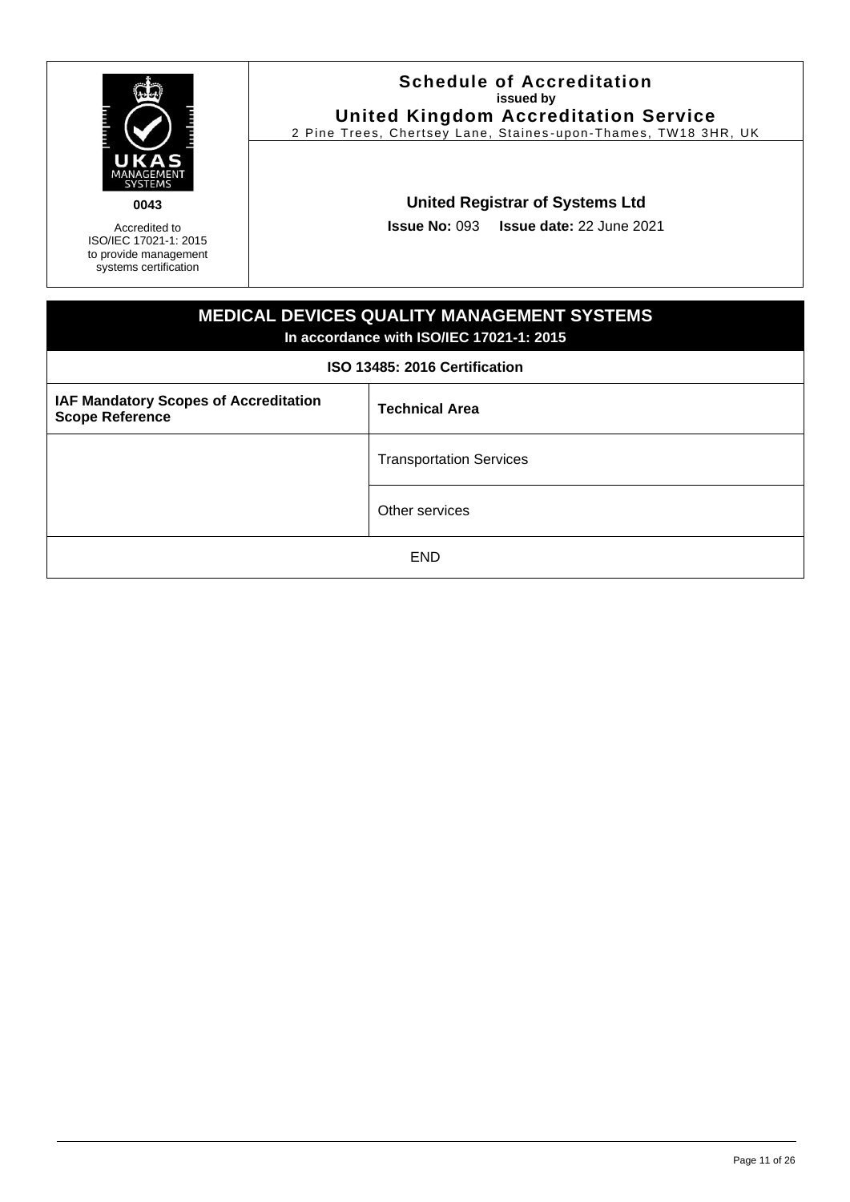0043

Accredited to ISO/IEC 17021-1: 2015 to provide management systems certification

**Schedule of Accreditation**
**issued by**
**United Kingdom Accreditation Service**
2 Pine Trees, Chertsey Lane, Staines-upon-Thames, TW18 3HR, UK

**United Registrar of Systems Ltd**

**Issue No:** 093 **Issue date:** 22 June 2021

## MEDICAL DEVICES QUALITY MANAGEMENT SYSTEMS

**In accordance with ISO/IEC 17021-1: 2015**

**ISO 13485: 2016 Certification**

| IAF Mandatory Scopes of Accreditation Scope Reference | Technical Area |
|---|---|
| | Transportation Services |
| | Other services |

END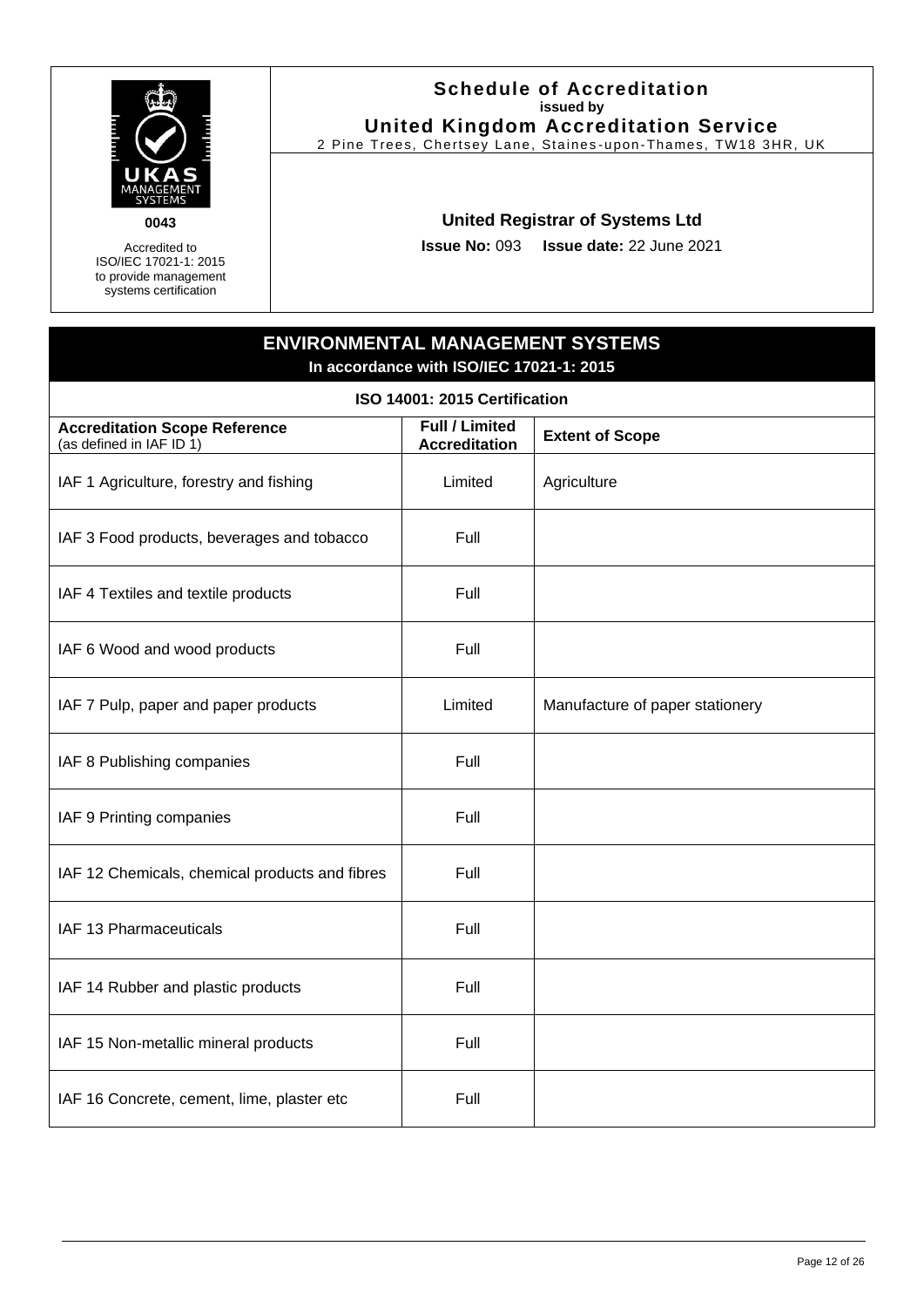**0043**

Accredited to ISO/IEC 17021-1: 2015 to provide management systems certification

**Schedule of Accreditation**
**issued by**
**United Kingdom Accreditation Service**
2 Pine Trees, Chertsey Lane, Staines-upon-Thames, TW18 3HR, UK

**United Registrar of Systems Ltd**

**Issue No:** 093 **Issue date:** 22 June 2021

## ENVIRONMENTAL MANAGEMENT SYSTEMS
**In accordance with ISO/IEC 17021-1: 2015**

### ISO 14001: 2015 Certification

| **Accreditation Scope Reference** (as defined in IAF ID 1) | **Full / Limited Accreditation** | **Extent of Scope** |
|---|---|---|
| IAF 1 Agriculture, forestry and fishing | Limited | Agriculture |
| IAF 3 Food products, beverages and tobacco | Full | |
| IAF 4 Textiles and textile products | Full | |
| IAF 6 Wood and wood products | Full | |
| IAF 7 Pulp, paper and paper products | Limited | Manufacture of paper stationery |
| IAF 8 Publishing companies | Full | |
| IAF 9 Printing companies | Full | |
| IAF 12 Chemicals, chemical products and fibres | Full | |
| IAF 13 Pharmaceuticals | Full | |
| IAF 14 Rubber and plastic products | Full | |
| IAF 15 Non-metallic mineral products | Full | |
| IAF 16 Concrete, cement, lime, plaster etc | Full | |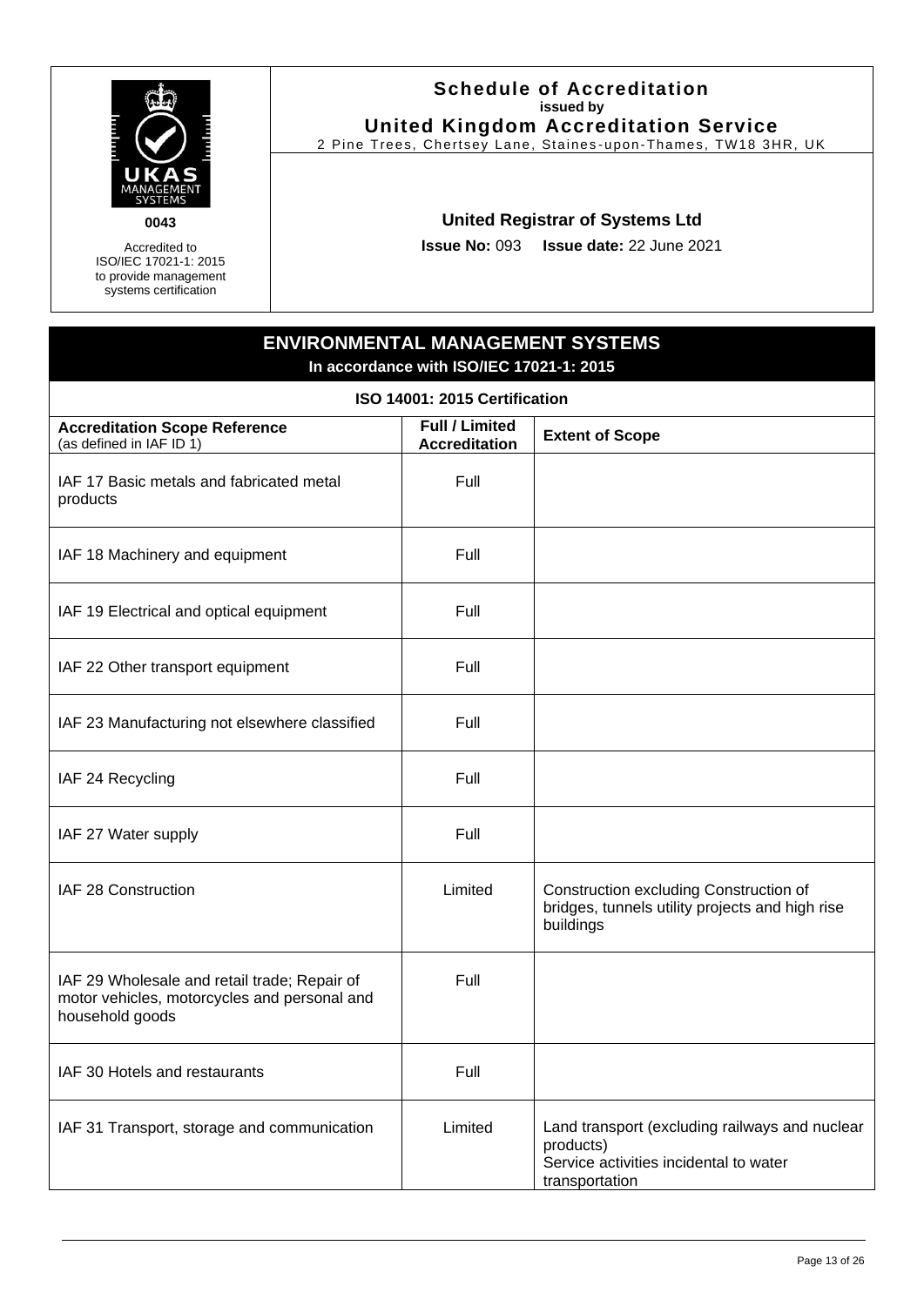0043

Accredited to ISO/IEC 17021-1: 2015 to provide management systems certification

**Schedule of Accreditation**
**issued by**
**United Kingdom Accreditation Service**
2 Pine Trees, Chertsey Lane, Staines-upon-Thames, TW18 3HR, UK

**United Registrar of Systems Ltd**

**Issue No:** 093 **Issue date:** 22 June 2021

## ENVIRONMENTAL MANAGEMENT SYSTEMS
**In accordance with ISO/IEC 17021-1: 2015**

**ISO 14001: 2015 Certification**

| Accreditation Scope Reference (as defined in IAF ID 1) | Full / Limited Accreditation | Extent of Scope |
|---|---|---|
| IAF 17 Basic metals and fabricated metal products | Full | |
| IAF 18 Machinery and equipment | Full | |
| IAF 19 Electrical and optical equipment | Full | |
| IAF 22 Other transport equipment | Full | |
| IAF 23 Manufacturing not elsewhere classified | Full | |
| IAF 24 Recycling | Full | |
| IAF 27 Water supply | Full | |
| IAF 28 Construction | Limited | Construction excluding Construction of bridges, tunnels utility projects and high rise buildings |
| IAF 29 Wholesale and retail trade; Repair of motor vehicles, motorcycles and personal and household goods | Full | |
| IAF 30 Hotels and restaurants | Full | |
| IAF 31 Transport, storage and communication | Limited | Land transport (excluding railways and nuclear products)<br>Service activities incidental to water transportation |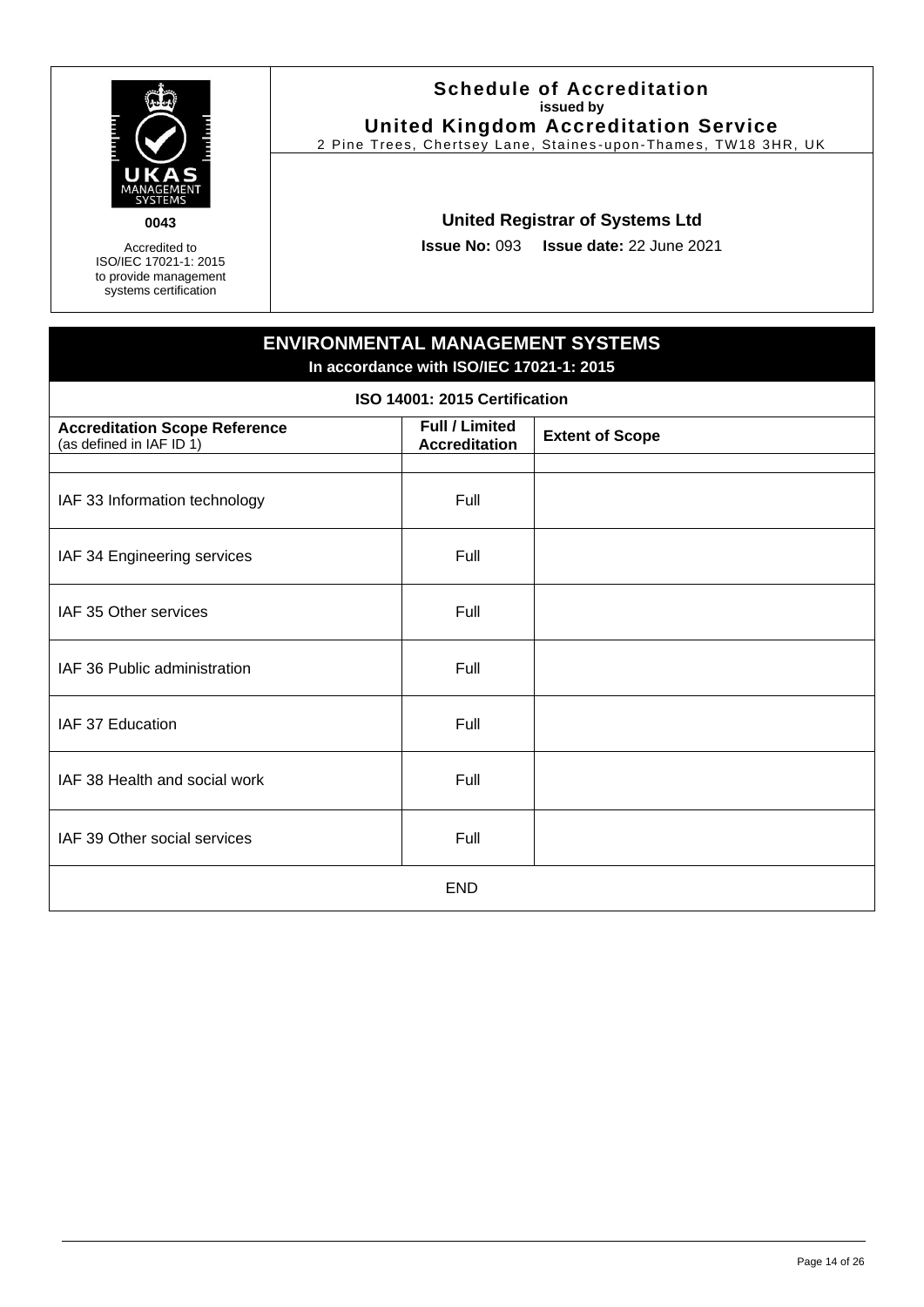**0043**

Accredited to ISO/IEC 17021-1: 2015 to provide management systems certification

# Schedule of Accreditation
**issued by**
**United Kingdom Accreditation Service**
2 Pine Trees, Chertsey Lane, Staines-upon-Thames, TW18 3HR, UK

## United Registrar of Systems Ltd

**Issue No:** 093 **Issue date:** 22 June 2021

## ENVIRONMENTAL MANAGEMENT SYSTEMS
**In accordance with ISO/IEC 17021-1: 2015**

### ISO 14001: 2015 Certification

| **Accreditation Scope Reference** (as defined in IAF ID 1) | **Full / Limited Accreditation** | **Extent of Scope** |
|---|---|---|
| | | |
| IAF 33 Information technology | Full | |
| IAF 34 Engineering services | Full | |
| IAF 35 Other services | Full | |
| IAF 36 Public administration | Full | |
| IAF 37 Education | Full | |
| IAF 38 Health and social work | Full | |
| IAF 39 Other social services | Full | |
| END | | |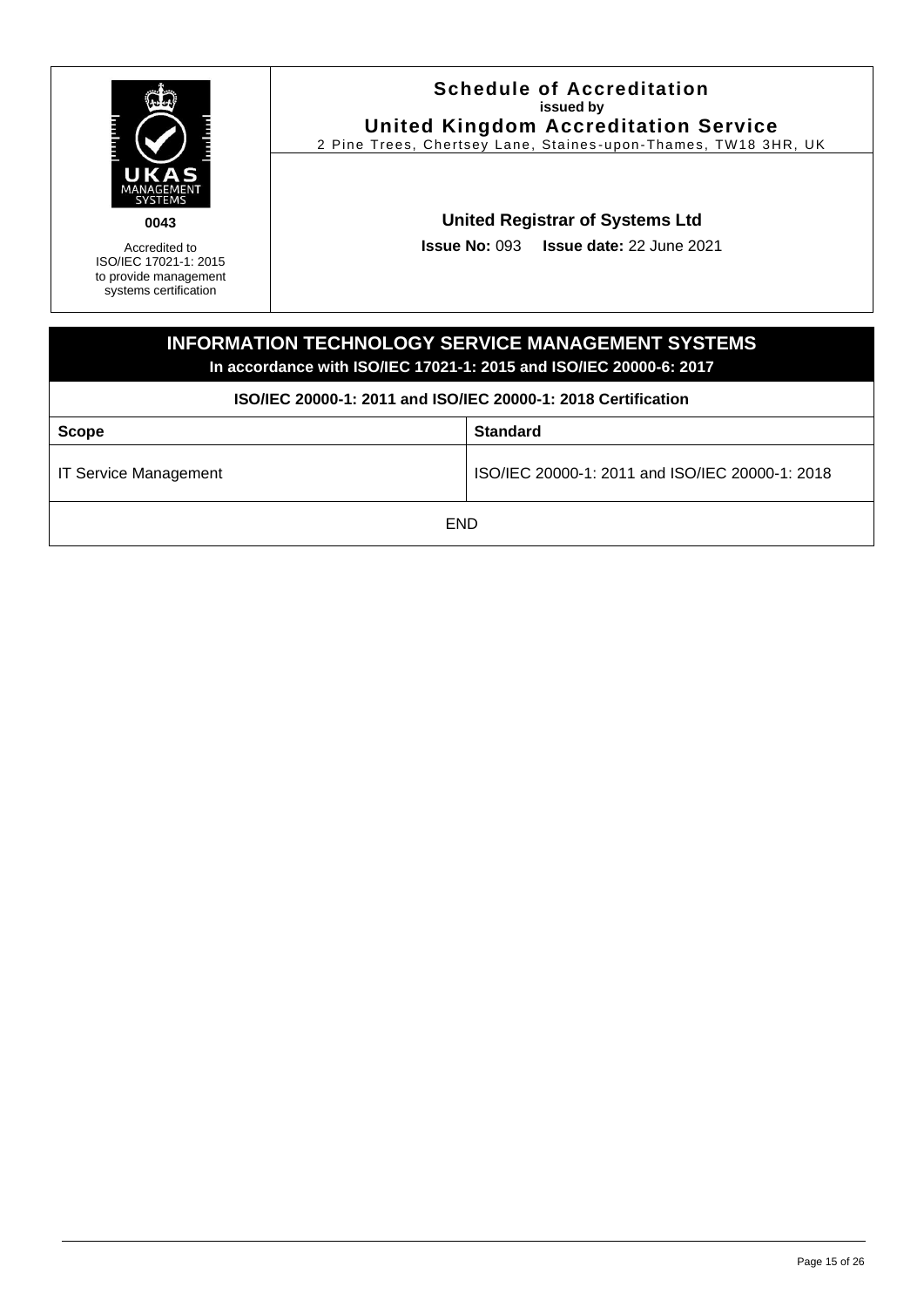| UKAS MANAGEMENT SYSTEMS **0043** Accredited to ISO/IEC 17021-1: 2015 to provide management systems certification | **Schedule of Accreditation** **issued by** **United Kingdom Accreditation Service** 2 Pine Trees, Chertsey Lane, Staines-upon-Thames, TW18 3HR, UK **United Registrar of Systems Ltd** **Issue No:** 093 **Issue date:** 22 June 2021 |
|---|---|

## INFORMATION TECHNOLOGY SERVICE MANAGEMENT SYSTEMS

**In accordance with ISO/IEC 17021-1: 2015 and ISO/IEC 20000-6: 2017**

**ISO/IEC 20000-1: 2011 and ISO/IEC 20000-1: 2018 Certification**

| Scope | Standard |
|---|---|
| IT Service Management | ISO/IEC 20000-1: 2011 and ISO/IEC 20000-1: 2018 |

END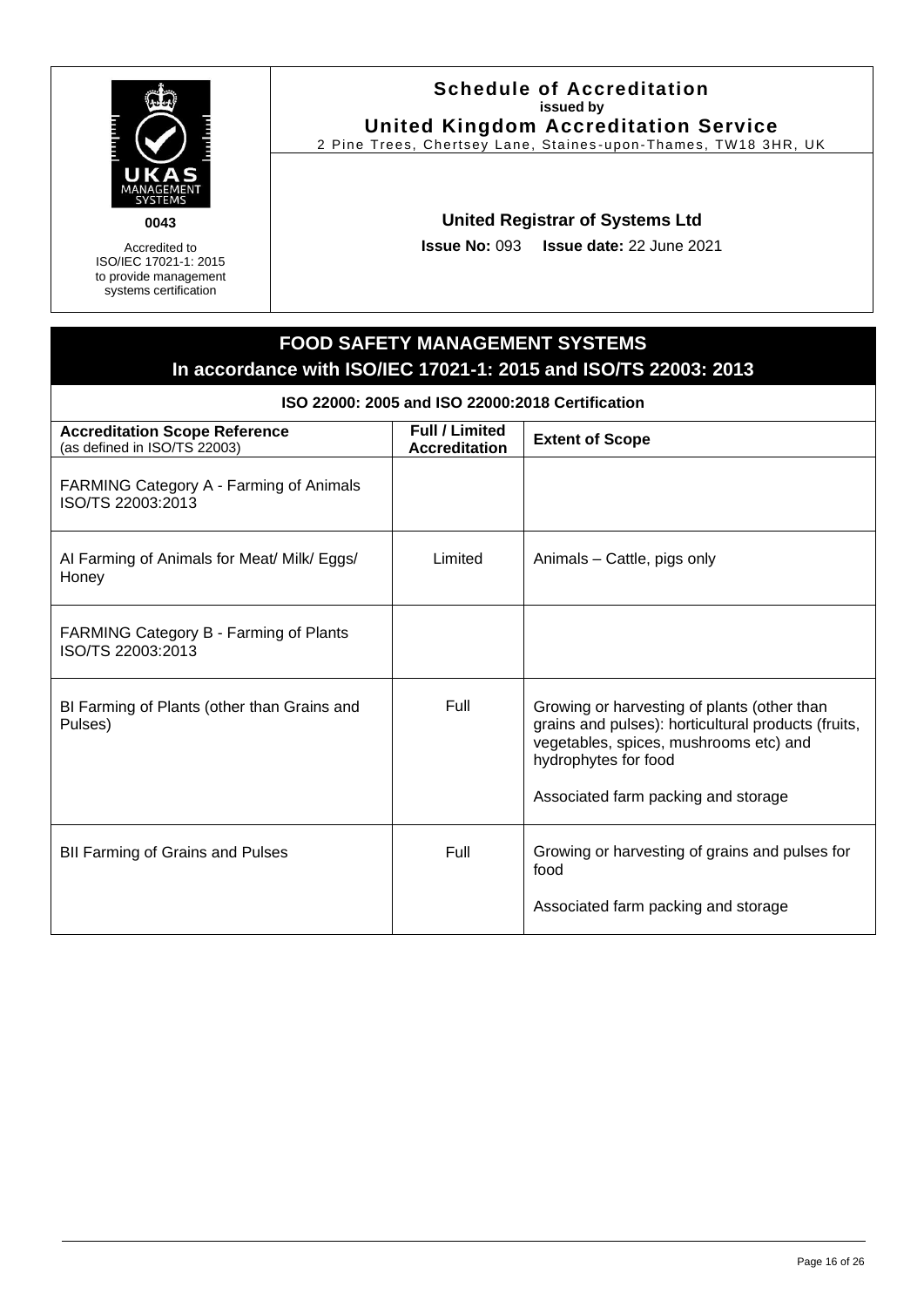UKAS MANAGEMENT SYSTEMS

0043

Accredited to ISO/IEC 17021-1: 2015 to provide management systems certification

**Schedule of Accreditation**
**issued by**
**United Kingdom Accreditation Service**
2 Pine Trees, Chertsey Lane, Staines-upon-Thames, TW18 3HR, UK

**United Registrar of Systems Ltd**

**Issue No:** 093 **Issue date:** 22 June 2021

## FOOD SAFETY MANAGEMENT SYSTEMS
## In accordance with ISO/IEC 17021-1: 2015 and ISO/TS 22003: 2013

**ISO 22000: 2005 and ISO 22000:2018 Certification**

| **Accreditation Scope Reference** (as defined in ISO/TS 22003) | **Full / Limited Accreditation** | **Extent of Scope** |
|---|---|---|
| FARMING Category A - Farming of Animals ISO/TS 22003:2013 | | |
| AI Farming of Animals for Meat/ Milk/ Eggs/ Honey | Limited | Animals – Cattle, pigs only |
| FARMING Category B - Farming of Plants ISO/TS 22003:2013 | | |
| BI Farming of Plants (other than Grains and Pulses) | Full | Growing or harvesting of plants (other than grains and pulses): horticultural products (fruits, vegetables, spices, mushrooms etc) and hydrophytes for food<br><br>Associated farm packing and storage |
| BII Farming of Grains and Pulses | Full | Growing or harvesting of grains and pulses for food<br><br>Associated farm packing and storage |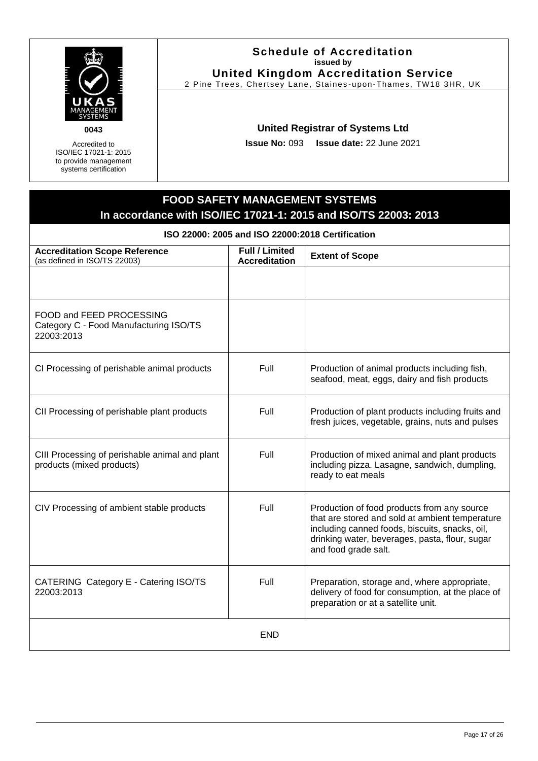**0043**

Accredited to ISO/IEC 17021-1: 2015 to provide management systems certification

**Schedule of Accreditation**
**issued by**
**United Kingdom Accreditation Service**
2 Pine Trees, Chertsey Lane, Staines-upon-Thames, TW18 3HR, UK

**United Registrar of Systems Ltd**

**Issue No:** 093 **Issue date:** 22 June 2021

## FOOD SAFETY MANAGEMENT SYSTEMS
## In accordance with ISO/IEC 17021-1: 2015 and ISO/TS 22003: 2013

**ISO 22000: 2005 and ISO 22000:2018 Certification**

| **Accreditation Scope Reference** (as defined in ISO/TS 22003) | **Full / Limited Accreditation** | **Extent of Scope** |
|---|---|---|
| | | |
| FOOD and FEED PROCESSING Category C - Food Manufacturing ISO/TS 22003:2013 | | |
| CI Processing of perishable animal products | Full | Production of animal products including fish, seafood, meat, eggs, dairy and fish products |
| CII Processing of perishable plant products | Full | Production of plant products including fruits and fresh juices, vegetable, grains, nuts and pulses |
| CIII Processing of perishable animal and plant products (mixed products) | Full | Production of mixed animal and plant products including pizza. Lasagne, sandwich, dumpling, ready to eat meals |
| CIV Processing of ambient stable products | Full | Production of food products from any source that are stored and sold at ambient temperature including canned foods, biscuits, snacks, oil, drinking water, beverages, pasta, flour, sugar and food grade salt. |
| CATERING Category E - Catering ISO/TS 22003:2013 | Full | Preparation, storage and, where appropriate, delivery of food for consumption, at the place of preparation or at a satellite unit. |

END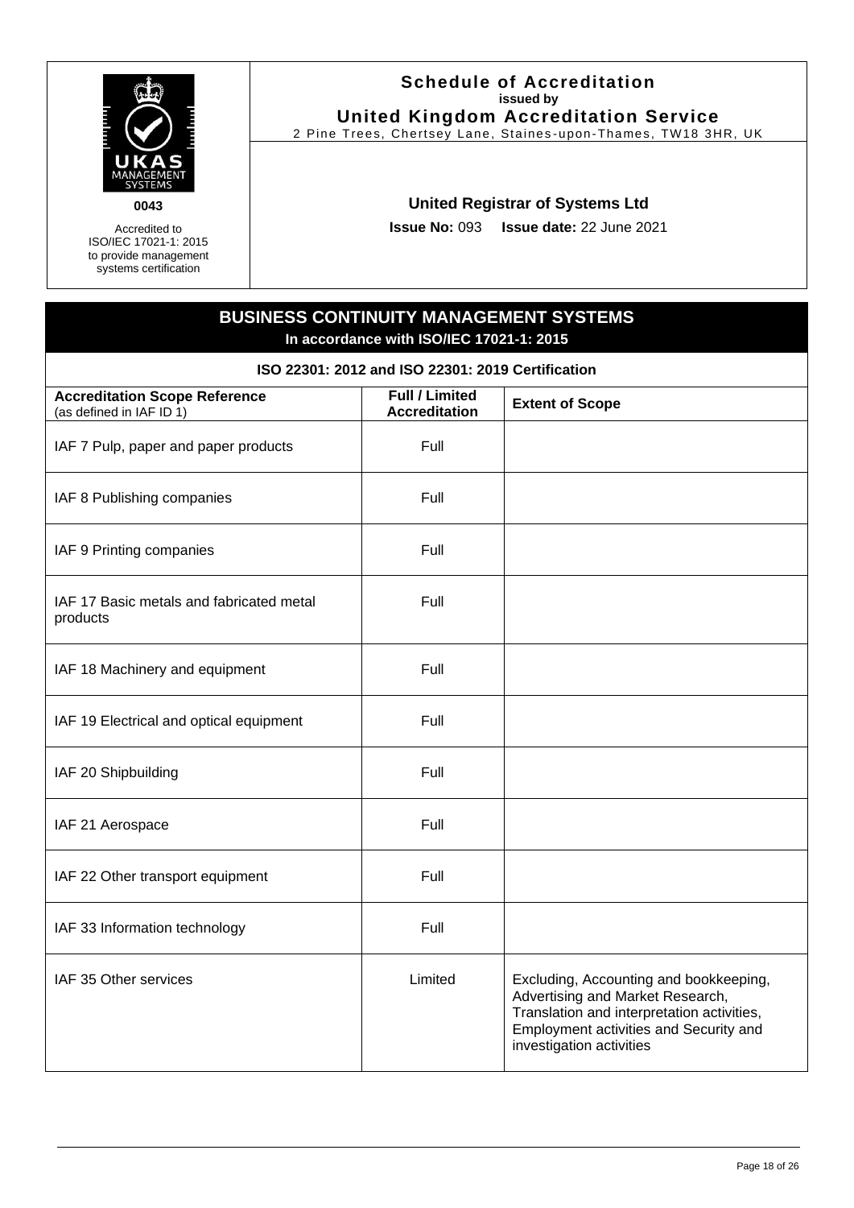UKAS MANAGEMENT SYSTEMS

0043

Accredited to ISO/IEC 17021-1: 2015 to provide management systems certification

**Schedule of Accreditation**
**issued by**
**United Kingdom Accreditation Service**
2 Pine Trees, Chertsey Lane, Staines-upon-Thames, TW18 3HR, UK

**United Registrar of Systems Ltd**

**Issue No:** 093 **Issue date:** 22 June 2021

## BUSINESS CONTINUITY MANAGEMENT SYSTEMS
**In accordance with ISO/IEC 17021-1: 2015**

### ISO 22301: 2012 and ISO 22301: 2019 Certification

| **Accreditation Scope Reference** (as defined in IAF ID 1) | **Full / Limited Accreditation** | **Extent of Scope** |
|---|---|---|
| IAF 7 Pulp, paper and paper products | Full | |
| IAF 8 Publishing companies | Full | |
| IAF 9 Printing companies | Full | |
| IAF 17 Basic metals and fabricated metal products | Full | |
| IAF 18 Machinery and equipment | Full | |
| IAF 19 Electrical and optical equipment | Full | |
| IAF 20 Shipbuilding | Full | |
| IAF 21 Aerospace | Full | |
| IAF 22 Other transport equipment | Full | |
| IAF 33 Information technology | Full | |
| IAF 35 Other services | Limited | Excluding, Accounting and bookkeeping, Advertising and Market Research, Translation and interpretation activities, Employment activities and Security and investigation activities |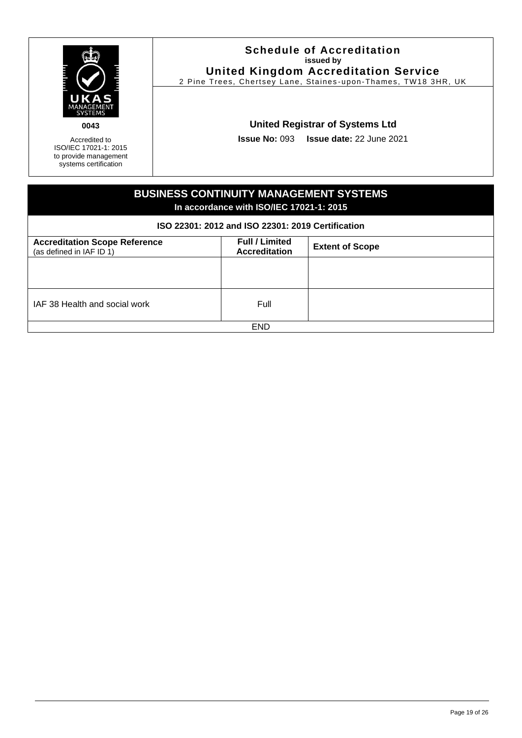**0043**

Accredited to ISO/IEC 17021-1: 2015 to provide management systems certification

## Schedule of Accreditation
**issued by**
**United Kingdom Accreditation Service**
2 Pine Trees, Chertsey Lane, Staines-upon-Thames, TW18 3HR, UK

### United Registrar of Systems Ltd

**Issue No:** 093 **Issue date:** 22 June 2021

## BUSINESS CONTINUITY MANAGEMENT SYSTEMS
**In accordance with ISO/IEC 17021-1: 2015**

**ISO 22301: 2012 and ISO 22301: 2019 Certification**

| **Accreditation Scope Reference** (as defined in IAF ID 1) | **Full / Limited Accreditation** | **Extent of Scope** |
|---|---|---|
| | | |
| IAF 38 Health and social work | Full | |
| END | | |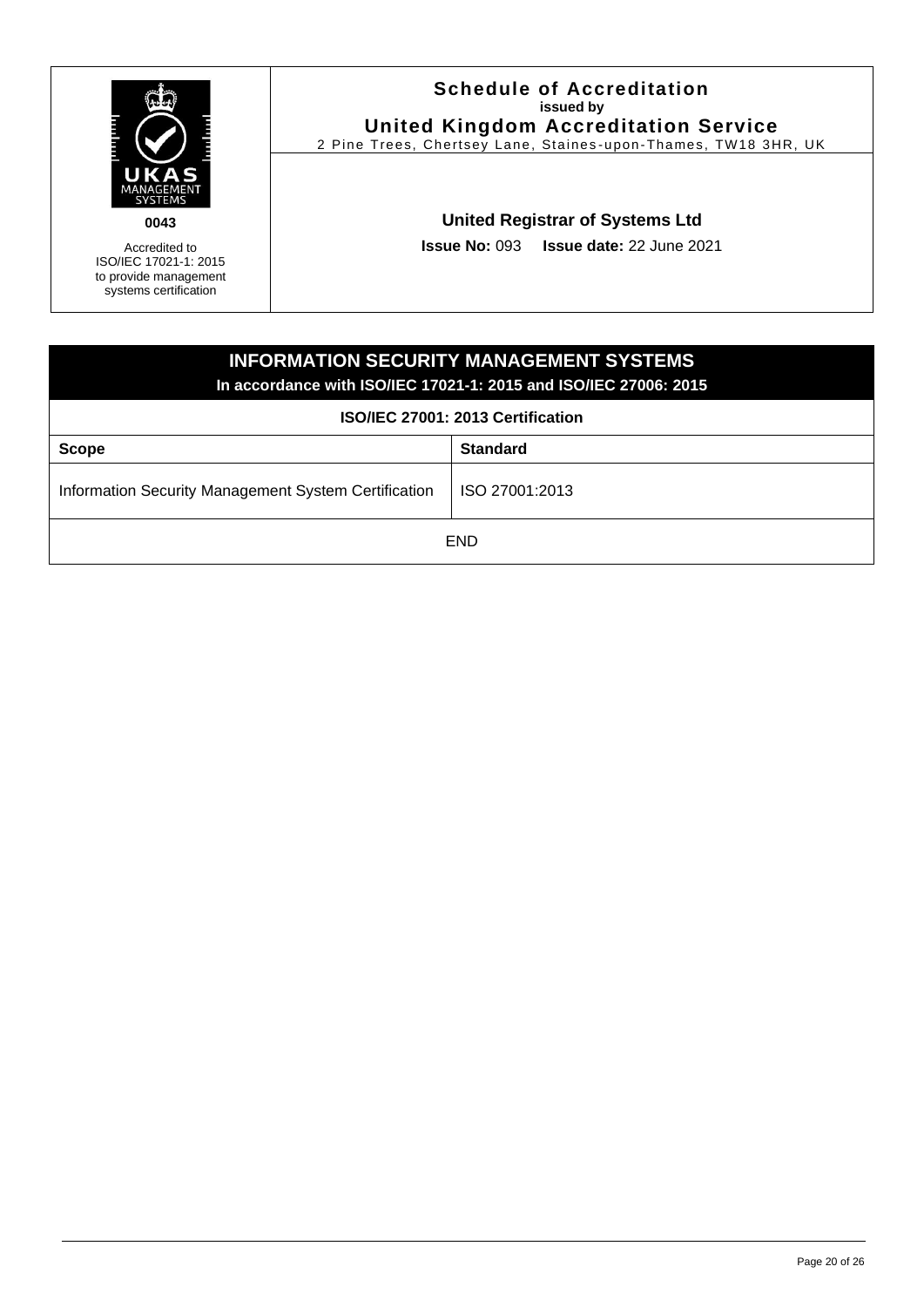| | **Schedule of Accreditation**<br>**issued by**<br>**United Kingdom Accreditation Service**<br>2 Pine Trees, Chertsey Lane, Staines-upon-Thames, TW18 3HR, UK |
|---|---|
| UKAS MANAGEMENT SYSTEMS<br>**0043**<br>Accredited to ISO/IEC 17021-1: 2015 to provide management systems certification | **United Registrar of Systems Ltd**<br>**Issue No:** 093 **Issue date:** 22 June 2021 |

## INFORMATION SECURITY MANAGEMENT SYSTEMS

**In accordance with ISO/IEC 17021-1: 2015 and ISO/IEC 27006: 2015**

**ISO/IEC 27001: 2013 Certification**

| **Scope** | **Standard** |
|---|---|
| Information Security Management System Certification | ISO 27001:2013 |

END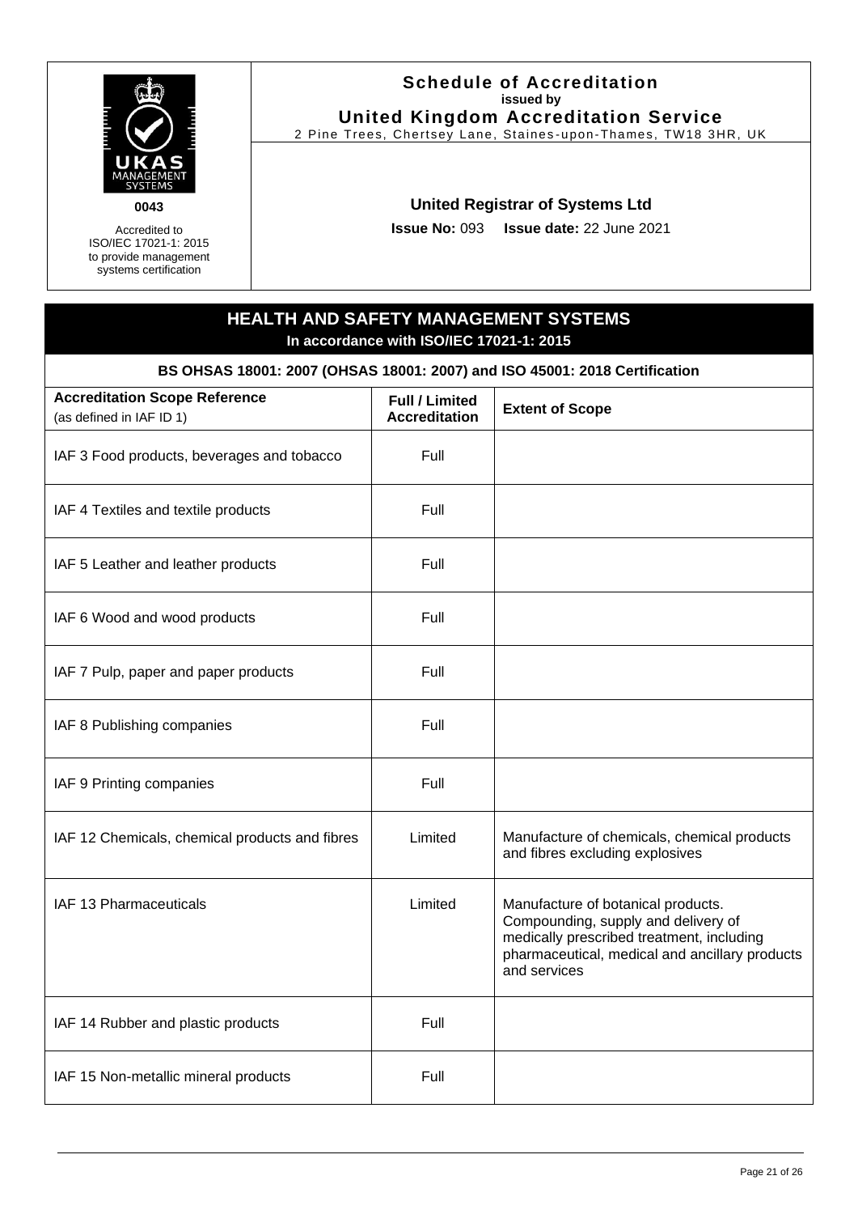**Schedule of Accreditation**
**issued by**
**United Kingdom Accreditation Service**
2 Pine Trees, Chertsey Lane, Staines-upon-Thames, TW18 3HR, UK

UKAS MANAGEMENT SYSTEMS
**0043**
Accredited to ISO/IEC 17021-1: 2015 to provide management systems certification

**United Registrar of Systems Ltd**

**Issue No:** 093 **Issue date:** 22 June 2021

## HEALTH AND SAFETY MANAGEMENT SYSTEMS

**In accordance with ISO/IEC 17021-1: 2015**

### BS OHSAS 18001: 2007 (OHSAS 18001: 2007) and ISO 45001: 2018 Certification

| **Accreditation Scope Reference** (as defined in IAF ID 1) | **Full / Limited Accreditation** | **Extent of Scope** |
|---|---|---|
| IAF 3 Food products, beverages and tobacco | Full | |
| IAF 4 Textiles and textile products | Full | |
| IAF 5 Leather and leather products | Full | |
| IAF 6 Wood and wood products | Full | |
| IAF 7 Pulp, paper and paper products | Full | |
| IAF 8 Publishing companies | Full | |
| IAF 9 Printing companies | Full | |
| IAF 12 Chemicals, chemical products and fibres | Limited | Manufacture of chemicals, chemical products and fibres excluding explosives |
| IAF 13 Pharmaceuticals | Limited | Manufacture of botanical products. Compounding, supply and delivery of medically prescribed treatment, including pharmaceutical, medical and ancillary products and services |
| IAF 14 Rubber and plastic products | Full | |
| IAF 15 Non-metallic mineral products | Full | |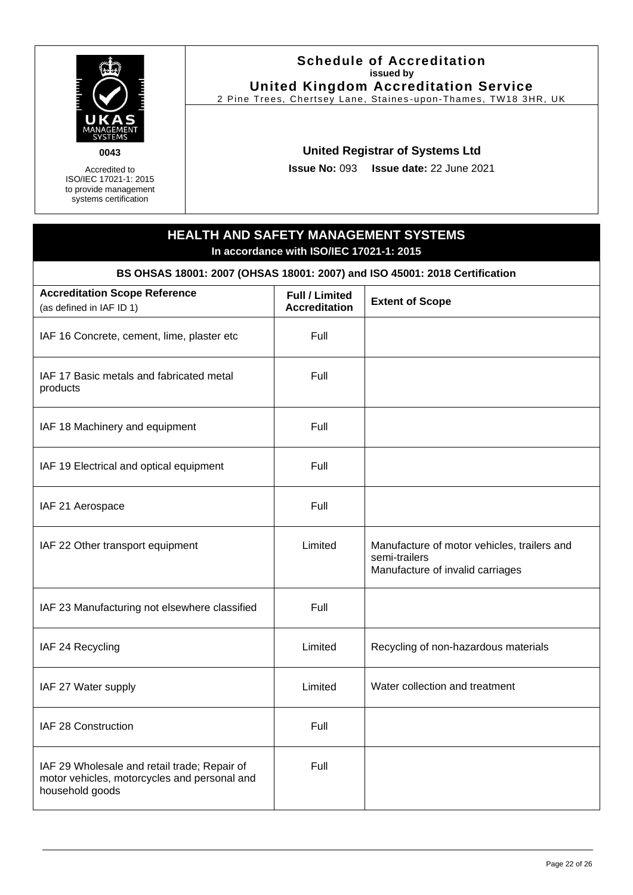**0043**

Accredited to ISO/IEC 17021-1: 2015 to provide management systems certification

# Schedule of Accreditation

**issued by**

**United Kingdom Accreditation Service**

2 Pine Trees, Chertsey Lane, Staines-upon-Thames, TW18 3HR, UK

**United Registrar of Systems Ltd**

**Issue No:** 093 **Issue date:** 22 June 2021

## HEALTH AND SAFETY MANAGEMENT SYSTEMS

**In accordance with ISO/IEC 17021-1: 2015**

### BS OHSAS 18001: 2007 (OHSAS 18001: 2007) and ISO 45001: 2018 Certification

| **Accreditation Scope Reference** (as defined in IAF ID 1) | **Full / Limited Accreditation** | **Extent of Scope** |
|---|---|---|
| IAF 16 Concrete, cement, lime, plaster etc | Full | |
| IAF 17 Basic metals and fabricated metal products | Full | |
| IAF 18 Machinery and equipment | Full | |
| IAF 19 Electrical and optical equipment | Full | |
| IAF 21 Aerospace | Full | |
| IAF 22 Other transport equipment | Limited | Manufacture of motor vehicles, trailers and semi-trailers<br>Manufacture of invalid carriages |
| IAF 23 Manufacturing not elsewhere classified | Full | |
| IAF 24 Recycling | Limited | Recycling of non-hazardous materials |
| IAF 27 Water supply | Limited | Water collection and treatment |
| IAF 28 Construction | Full | |
| IAF 29 Wholesale and retail trade; Repair of motor vehicles, motorcycles and personal and household goods | Full | |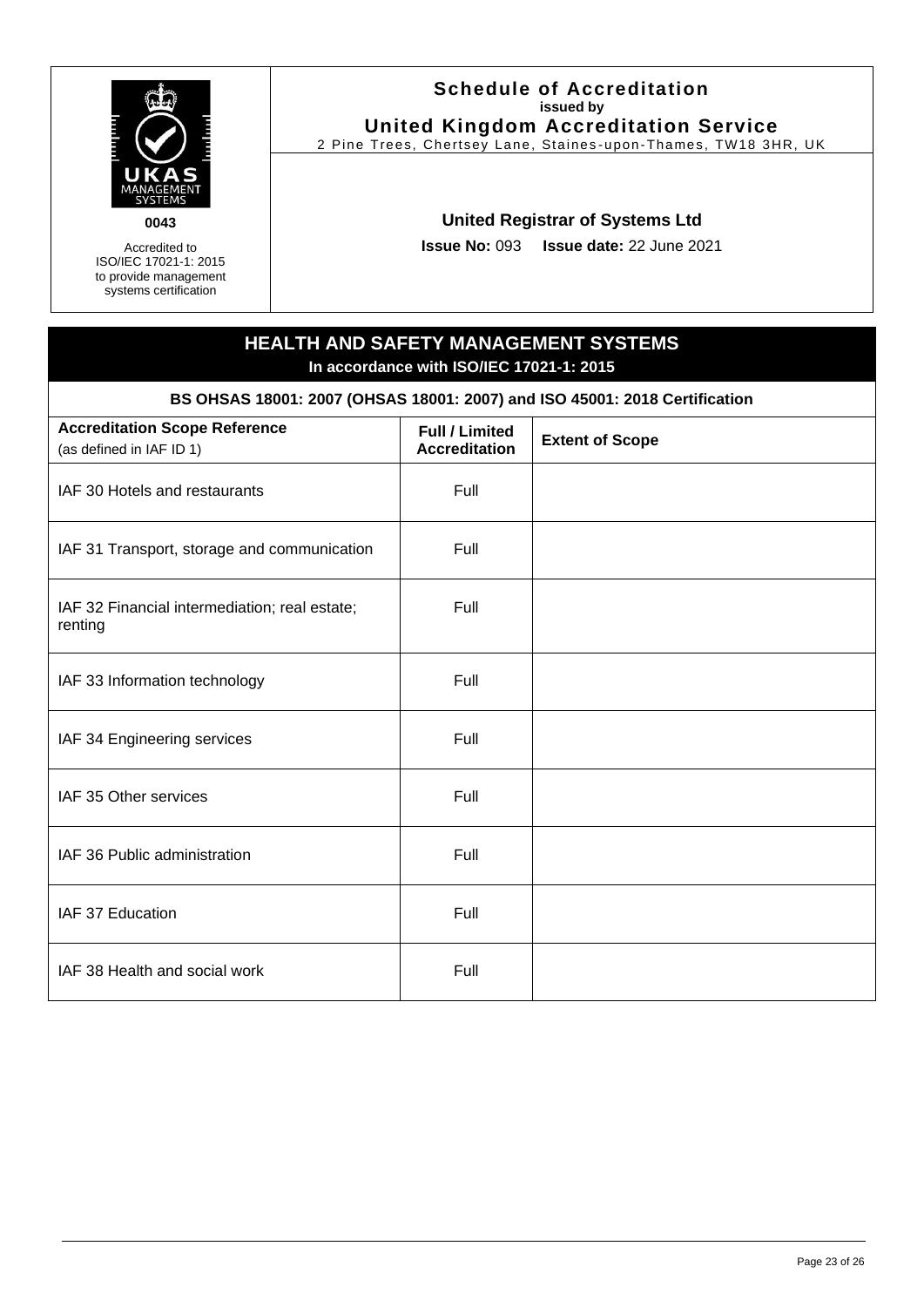| | **Schedule of Accreditation** issued by **United Kingdom Accreditation Service** 2 Pine Trees, Chertsey Lane, Staines-upon-Thames, TW18 3HR, UK |
|---|---|
| **0043** Accredited to ISO/IEC 17021-1: 2015 to provide management systems certification | **United Registrar of Systems Ltd** **Issue No:** 093 **Issue date:** 22 June 2021 |

## HEALTH AND SAFETY MANAGEMENT SYSTEMS

**In accordance with ISO/IEC 17021-1: 2015**

**BS OHSAS 18001: 2007 (OHSAS 18001: 2007) and ISO 45001: 2018 Certification**

| **Accreditation Scope Reference** (as defined in IAF ID 1) | **Full / Limited Accreditation** | **Extent of Scope** |
|---|---|---|
| IAF 30 Hotels and restaurants | Full | |
| IAF 31 Transport, storage and communication | Full | |
| IAF 32 Financial intermediation; real estate; renting | Full | |
| IAF 33 Information technology | Full | |
| IAF 34 Engineering services | Full | |
| IAF 35 Other services | Full | |
| IAF 36 Public administration | Full | |
| IAF 37 Education | Full | |
| IAF 38 Health and social work | Full | |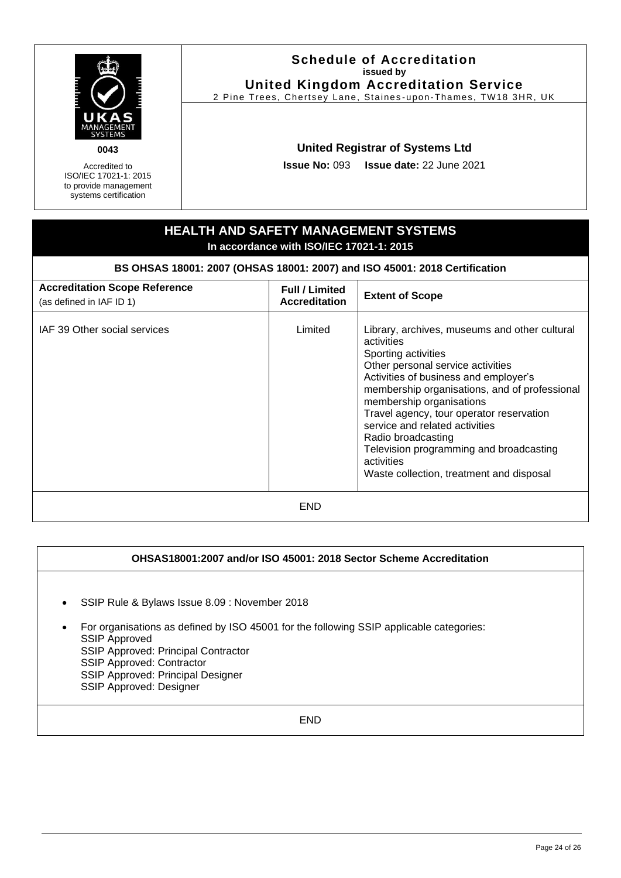**0043**

Accredited to ISO/IEC 17021-1: 2015 to provide management systems certification

# Schedule of Accreditation

**issued by**

**United Kingdom Accreditation Service**

2 Pine Trees, Chertsey Lane, Staines-upon-Thames, TW18 3HR, UK

**United Registrar of Systems Ltd**

**Issue No:** 093 **Issue date:** 22 June 2021

## HEALTH AND SAFETY MANAGEMENT SYSTEMS

**In accordance with ISO/IEC 17021-1: 2015**

### BS OHSAS 18001: 2007 (OHSAS 18001: 2007) and ISO 45001: 2018 Certification

| **Accreditation Scope Reference** (as defined in IAF ID 1) | **Full / Limited Accreditation** | **Extent of Scope** |
|---|---|---|
| IAF 39 Other social services | Limited | Library, archives, museums and other cultural activities<br>Sporting activities<br>Other personal service activities<br>Activities of business and employer's membership organisations, and of professional membership organisations<br>Travel agency, tour operator reservation service and related activities<br>Radio broadcasting<br>Television programming and broadcasting activities<br>Waste collection, treatment and disposal |

END

### OHSAS18001:2007 and/or ISO 45001: 2018 Sector Scheme Accreditation

- SSIP Rule & Bylaws Issue 8.09 : November 2018
- For organisations as defined by ISO 45001 for the following SSIP applicable categories:
  SSIP Approved
  SSIP Approved: Principal Contractor
  SSIP Approved: Contractor
  SSIP Approved: Principal Designer
  SSIP Approved: Designer

END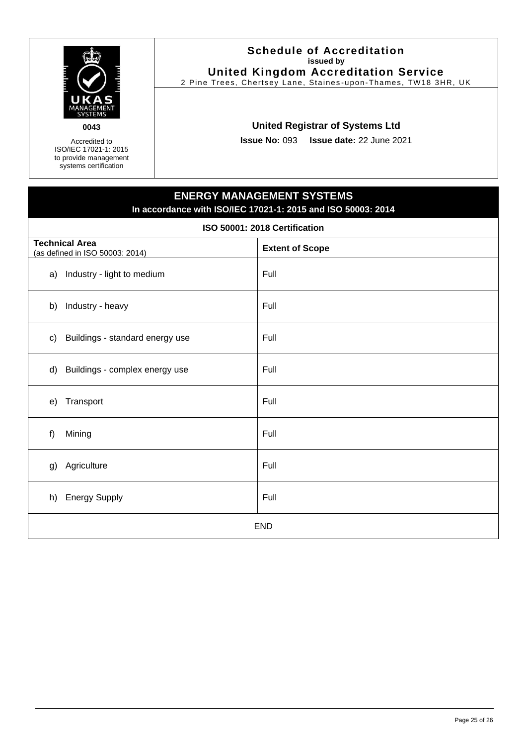UKAS MANAGEMENT SYSTEMS

0043

Accredited to ISO/IEC 17021-1: 2015 to provide management systems certification

**Schedule of Accreditation**
**issued by**
**United Kingdom Accreditation Service**
2 Pine Trees, Chertsey Lane, Staines-upon-Thames, TW18 3HR, UK

**United Registrar of Systems Ltd**

**Issue No:** 093 **Issue date:** 22 June 2021

## ENERGY MANAGEMENT SYSTEMS

**In accordance with ISO/IEC 17021-1: 2015 and ISO 50003: 2014**

**ISO 50001: 2018 Certification**

| **Technical Area** (as defined in ISO 50003: 2014) | **Extent of Scope** |
|---|---|
| a) Industry - light to medium | Full |
| b) Industry - heavy | Full |
| c) Buildings - standard energy use | Full |
| d) Buildings - complex energy use | Full |
| e) Transport | Full |
| f) Mining | Full |
| g) Agriculture | Full |
| h) Energy Supply | Full |

END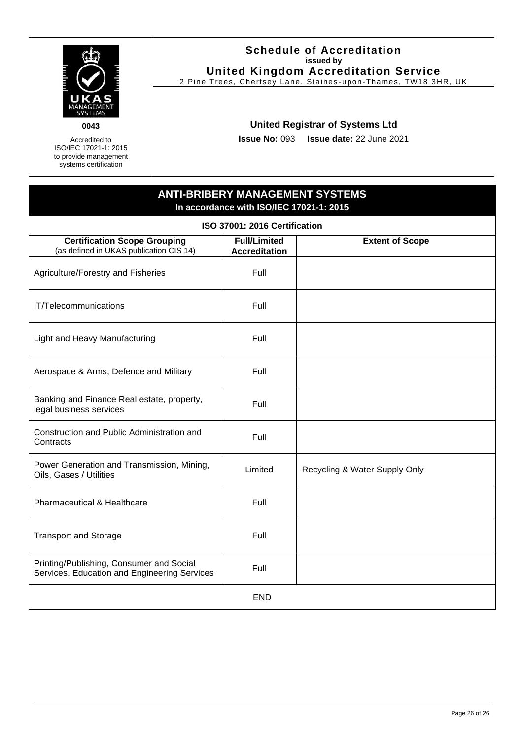UKAS MANAGEMENT SYSTEMS

0043

Accredited to ISO/IEC 17021-1: 2015 to provide management systems certification

**Schedule of Accreditation**
**issued by**
**United Kingdom Accreditation Service**
2 Pine Trees, Chertsey Lane, Staines-upon-Thames, TW18 3HR, UK

**United Registrar of Systems Ltd**

**Issue No:** 093 **Issue date:** 22 June 2021

## ANTI-BRIBERY MANAGEMENT SYSTEMS

**In accordance with ISO/IEC 17021-1: 2015**

### ISO 37001: 2016 Certification

| **Certification Scope Grouping** (as defined in UKAS publication CIS 14) | **Full/Limited Accreditation** | **Extent of Scope** |
|---|---|---|
| Agriculture/Forestry and Fisheries | Full | |
| IT/Telecommunications | Full | |
| Light and Heavy Manufacturing | Full | |
| Aerospace & Arms, Defence and Military | Full | |
| Banking and Finance Real estate, property, legal business services | Full | |
| Construction and Public Administration and Contracts | Full | |
| Power Generation and Transmission, Mining, Oils, Gases / Utilities | Limited | Recycling & Water Supply Only |
| Pharmaceutical & Healthcare | Full | |
| Transport and Storage | Full | |
| Printing/Publishing, Consumer and Social Services, Education and Engineering Services | Full | |

END